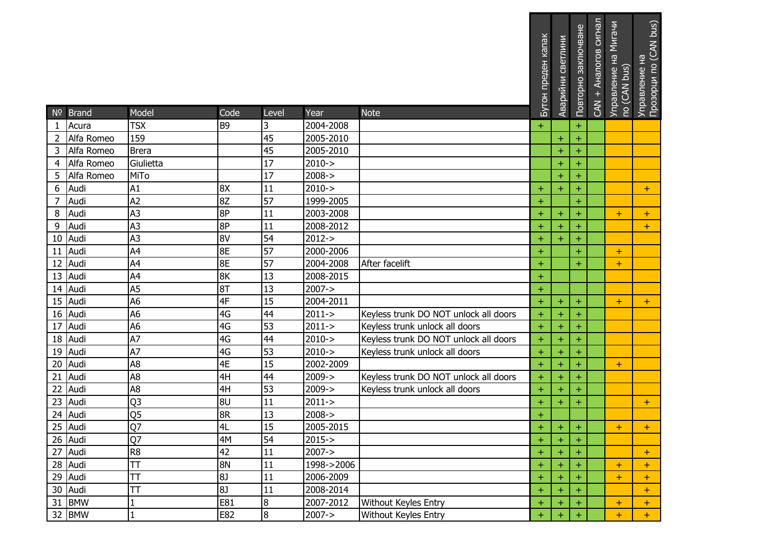| № | Brand | Model | Code | Level | Year | Note | Бутон преден капак | Аварийни светлини | Повторно заключване | CAN + Аналогов сигнал | Управление на Мигачи по (CAN bus) | Управление на Прозорци по (CAN bus) |
|---|---|---|---|---|---|---|---|---|---|---|---|---|
| 1 | Acura | TSX | B9 | 3 | 2004-2008 | | + | | + | | | |
| 2 | Alfa Romeo | 159 | | 45 | 2005-2010 | | | + | + | | | |
| 3 | Alfa Romeo | Brera | | 45 | 2005-2010 | | | + | + | | | |
| 4 | Alfa Romeo | Giulietta | | 17 | 2010-> | | | + | + | | | |
| 5 | Alfa Romeo | MiTo | | 17 | 2008-> | | | + | + | | | |
| 6 | Audi | A1 | 8X | 11 | 2010-> | | + | + | + | | | + |
| 7 | Audi | A2 | 8Z | 57 | 1999-2005 | | + | | + | | | |
| 8 | Audi | A3 | 8P | 11 | 2003-2008 | | + | + | + | | + | + |
| 9 | Audi | A3 | 8P | 11 | 2008-2012 | | + | + | + | | | + |
| 10 | Audi | A3 | 8V | 54 | 2012-> | | + | + | + | | | |
| 11 | Audi | A4 | 8E | 57 | 2000-2006 | | + | | + | | + | |
| 12 | Audi | A4 | 8E | 57 | 2004-2008 | After facelift | + | | + | | + | |
| 13 | Audi | A4 | 8K | 13 | 2008-2015 | | + | | | | | |
| 14 | Audi | A5 | 8T | 13 | 2007-> | | + | | | | | |
| 15 | Audi | A6 | 4F | 15 | 2004-2011 | | + | + | + | | + | + |
| 16 | Audi | A6 | 4G | 44 | 2011-> | Keyless trunk DO NOT unlock all doors | + | + | + | | | |
| 17 | Audi | A6 | 4G | 53 | 2011-> | Keyless trunk unlock all doors | + | + | + | | | |
| 18 | Audi | A7 | 4G | 44 | 2010-> | Keyless trunk DO NOT unlock all doors | + | + | + | | | |
| 19 | Audi | A7 | 4G | 53 | 2010-> | Keyless trunk unlock all doors | + | + | + | | | |
| 20 | Audi | A8 | 4E | 15 | 2002-2009 | | + | + | + | | + | |
| 21 | Audi | A8 | 4H | 44 | 2009-> | Keyless trunk DO NOT unlock all doors | + | + | + | | | |
| 22 | Audi | A8 | 4H | 53 | 2009-> | Keyless trunk unlock all doors | + | + | + | | | |
| 23 | Audi | Q3 | 8U | 11 | 2011-> | | + | + | + | | | + |
| 24 | Audi | Q5 | 8R | 13 | 2008-> | | + | | | | | |
| 25 | Audi | Q7 | 4L | 15 | 2005-2015 | | + | + | + | | + | + |
| 26 | Audi | Q7 | 4M | 54 | 2015-> | | + | + | + | | | |
| 27 | Audi | R8 | 42 | 11 | 2007-> | | + | + | + | | | + |
| 28 | Audi | TT | 8N | 11 | 1998->2006 | | + | + | + | | + | + |
| 29 | Audi | TT | 8J | 11 | 2006-2009 | | + | + | + | | + | + |
| 30 | Audi | TT | 8J | 11 | 2008-2014 | | + | + | + | | | + |
| 31 | BMW | 1 | E81 | 8 | 2007-2012 | Without Keyles Entry | + | + | + | | + | + |
| 32 | BMW | 1 | E82 | 8 | 2007-> | Without Keyles Entry | + | + | + | | + | + |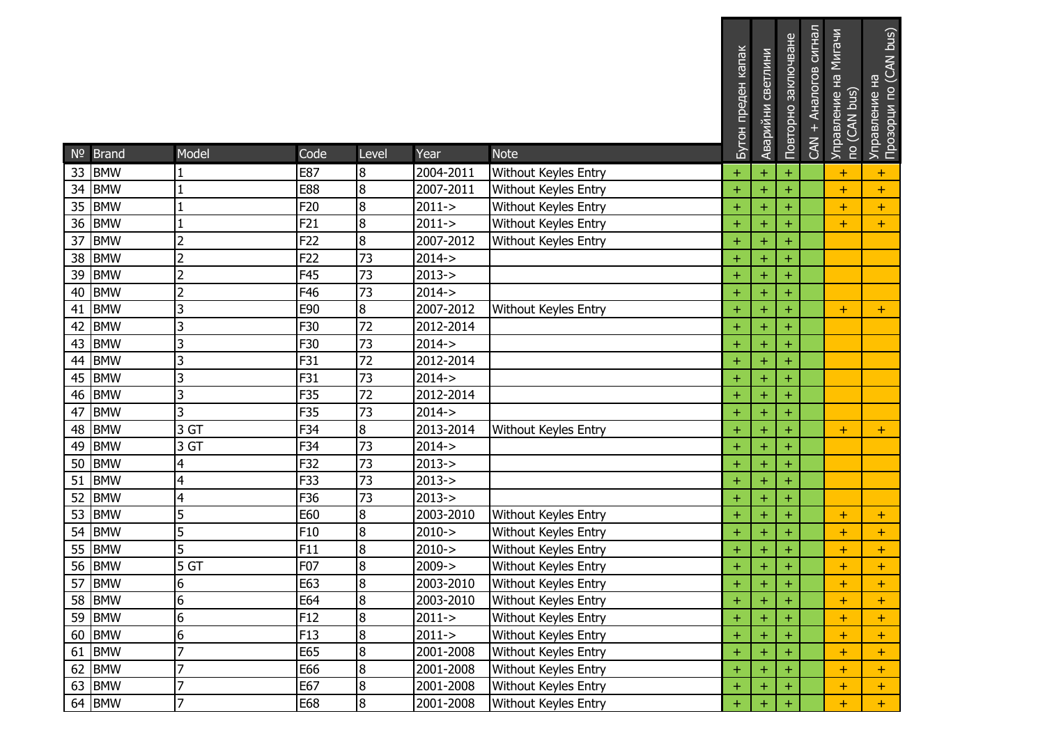| № | Brand | Model | Code | Level | Year | Note | Бутон преден капак | Аварийни светлини | Повторно заключване | CAN + Аналогов сигнал | Управление на Мигачи по (CAN bus) | Управление на Прозорци по (CAN bus) |
|---|---|---|---|---|---|---|---|---|---|---|---|---|
| 33 | BMW | 1 | E87 | 8 | 2004-2011 | Without Keyles Entry | + | + | + | | + | + |
| 34 | BMW | 1 | E88 | 8 | 2007-2011 | Without Keyles Entry | + | + | + | | + | + |
| 35 | BMW | 1 | F20 | 8 | 2011-> | Without Keyles Entry | + | + | + | | + | + |
| 36 | BMW | 1 | F21 | 8 | 2011-> | Without Keyles Entry | + | + | + | | + | + |
| 37 | BMW | 2 | F22 | 8 | 2007-2012 | Without Keyles Entry | + | + | + | | | |
| 38 | BMW | 2 | F22 | 73 | 2014-> | | + | + | + | | | |
| 39 | BMW | 2 | F45 | 73 | 2013-> | | + | + | + | | | |
| 40 | BMW | 2 | F46 | 73 | 2014-> | | + | + | + | | | |
| 41 | BMW | 3 | E90 | 8 | 2007-2012 | Without Keyles Entry | + | + | + | | + | + |
| 42 | BMW | 3 | F30 | 72 | 2012-2014 | | + | + | + | | | |
| 43 | BMW | 3 | F30 | 73 | 2014-> | | + | + | + | | | |
| 44 | BMW | 3 | F31 | 72 | 2012-2014 | | + | + | + | | | |
| 45 | BMW | 3 | F31 | 73 | 2014-> | | + | + | + | | | |
| 46 | BMW | 3 | F35 | 72 | 2012-2014 | | + | + | + | | | |
| 47 | BMW | 3 | F35 | 73 | 2014-> | | + | + | + | | | |
| 48 | BMW | 3 GT | F34 | 8 | 2013-2014 | Without Keyles Entry | + | + | + | | + | + |
| 49 | BMW | 3 GT | F34 | 73 | 2014-> | | + | + | + | | | |
| 50 | BMW | 4 | F32 | 73 | 2013-> | | + | + | + | | | |
| 51 | BMW | 4 | F33 | 73 | 2013-> | | + | + | + | | | |
| 52 | BMW | 4 | F36 | 73 | 2013-> | | + | + | + | | | |
| 53 | BMW | 5 | E60 | 8 | 2003-2010 | Without Keyles Entry | + | + | + | | + | + |
| 54 | BMW | 5 | F10 | 8 | 2010-> | Without Keyles Entry | + | + | + | | + | + |
| 55 | BMW | 5 | F11 | 8 | 2010-> | Without Keyles Entry | + | + | + | | + | + |
| 56 | BMW | 5 GT | F07 | 8 | 2009-> | Without Keyles Entry | + | + | + | | + | + |
| 57 | BMW | 6 | E63 | 8 | 2003-2010 | Without Keyles Entry | + | + | + | | + | + |
| 58 | BMW | 6 | E64 | 8 | 2003-2010 | Without Keyles Entry | + | + | + | | + | + |
| 59 | BMW | 6 | F12 | 8 | 2011-> | Without Keyles Entry | + | + | + | | + | + |
| 60 | BMW | 6 | F13 | 8 | 2011-> | Without Keyles Entry | + | + | + | | + | + |
| 61 | BMW | 7 | E65 | 8 | 2001-2008 | Without Keyles Entry | + | + | + | | + | + |
| 62 | BMW | 7 | E66 | 8 | 2001-2008 | Without Keyles Entry | + | + | + | | + | + |
| 63 | BMW | 7 | E67 | 8 | 2001-2008 | Without Keyles Entry | + | + | + | | + | + |
| 64 | BMW | 7 | E68 | 8 | 2001-2008 | Without Keyles Entry | + | + | + | | + | + |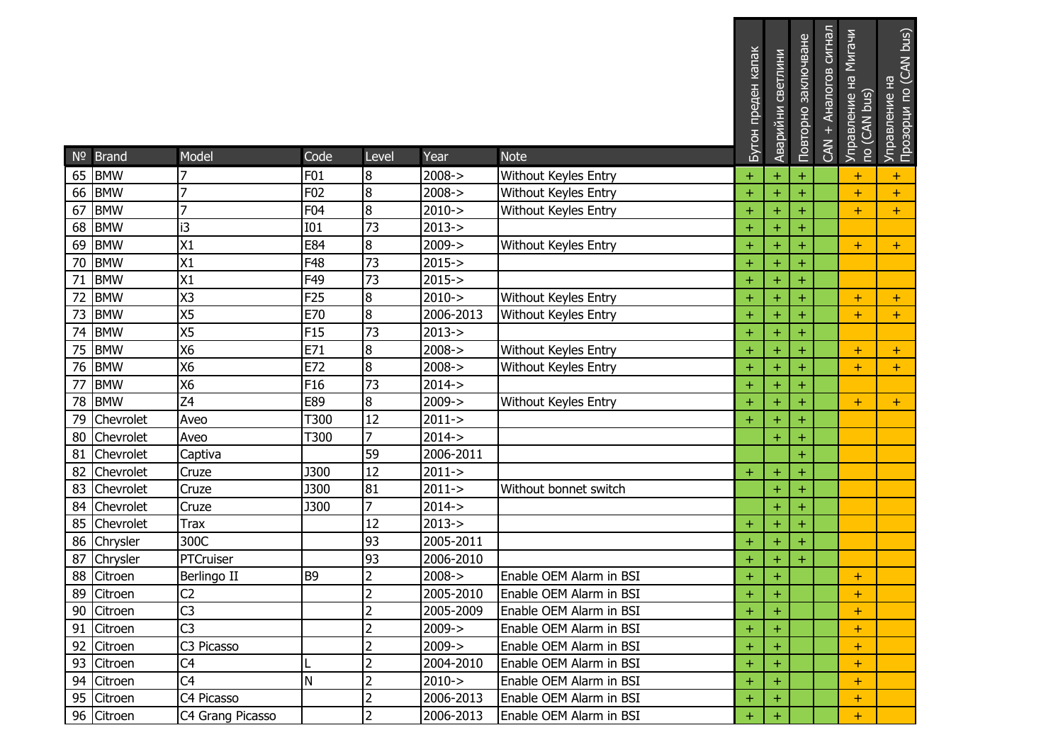| № | Brand | Model | Code | Level | Year | Note | Бутон преден капак | Аварийни светлини | Повторно заключване | CAN + Аналогов сигнал | Управление на Мигачи по (CAN bus) | Управление на Прозорци по (CAN bus) |
|---|---|---|---|---|---|---|---|---|---|---|---|---|
| 65 | BMW | 7 | F01 | 8 | 2008-> | Without Keyles Entry | + | + | + | | + | + |
| 66 | BMW | 7 | F02 | 8 | 2008-> | Without Keyles Entry | + | + | + | | + | + |
| 67 | BMW | 7 | F04 | 8 | 2010-> | Without Keyles Entry | + | + | + | | + | + |
| 68 | BMW | i3 | I01 | 73 | 2013-> | | + | + | + | | | |
| 69 | BMW | X1 | E84 | 8 | 2009-> | Without Keyles Entry | + | + | + | | + | + |
| 70 | BMW | X1 | F48 | 73 | 2015-> | | + | + | + | | | |
| 71 | BMW | X1 | F49 | 73 | 2015-> | | + | + | + | | | |
| 72 | BMW | X3 | F25 | 8 | 2010-> | Without Keyles Entry | + | + | + | | + | + |
| 73 | BMW | X5 | E70 | 8 | 2006-2013 | Without Keyles Entry | + | + | + | | + | + |
| 74 | BMW | X5 | F15 | 73 | 2013-> | | + | + | + | | | |
| 75 | BMW | X6 | E71 | 8 | 2008-> | Without Keyles Entry | + | + | + | | + | + |
| 76 | BMW | X6 | E72 | 8 | 2008-> | Without Keyles Entry | + | + | + | | + | + |
| 77 | BMW | X6 | F16 | 73 | 2014-> | | + | + | + | | | |
| 78 | BMW | Z4 | E89 | 8 | 2009-> | Without Keyles Entry | + | + | + | | + | + |
| 79 | Chevrolet | Aveo | T300 | 12 | 2011-> | | + | + | + | | | |
| 80 | Chevrolet | Aveo | T300 | 7 | 2014-> | | | + | + | | | |
| 81 | Chevrolet | Captiva | | 59 | 2006-2011 | | | | + | | | |
| 82 | Chevrolet | Cruze | J300 | 12 | 2011-> | | + | + | + | | | |
| 83 | Chevrolet | Cruze | J300 | 81 | 2011-> | Without bonnet switch | | + | + | | | |
| 84 | Chevrolet | Cruze | J300 | 7 | 2014-> | | | + | + | | | |
| 85 | Chevrolet | Trax | | 12 | 2013-> | | + | + | + | | | |
| 86 | Chrysler | 300C | | 93 | 2005-2011 | | + | + | + | | | |
| 87 | Chrysler | PTCruiser | | 93 | 2006-2010 | | + | + | + | | | |
| 88 | Citroen | Berlingo II | B9 | 2 | 2008-> | Enable OEM Alarm in BSI | + | + | | | + | |
| 89 | Citroen | C2 | | 2 | 2005-2010 | Enable OEM Alarm in BSI | + | + | | | + | |
| 90 | Citroen | C3 | | 2 | 2005-2009 | Enable OEM Alarm in BSI | + | + | | | + | |
| 91 | Citroen | C3 | | 2 | 2009-> | Enable OEM Alarm in BSI | + | + | | | + | |
| 92 | Citroen | C3 Picasso | | 2 | 2009-> | Enable OEM Alarm in BSI | + | + | | | + | |
| 93 | Citroen | C4 | L | 2 | 2004-2010 | Enable OEM Alarm in BSI | + | + | | | + | |
| 94 | Citroen | C4 | N | 2 | 2010-> | Enable OEM Alarm in BSI | + | + | | | + | |
| 95 | Citroen | C4 Picasso | | 2 | 2006-2013 | Enable OEM Alarm in BSI | + | + | | | + | |
| 96 | Citroen | C4 Grang Picasso | | 2 | 2006-2013 | Enable OEM Alarm in BSI | + | + | | | + | |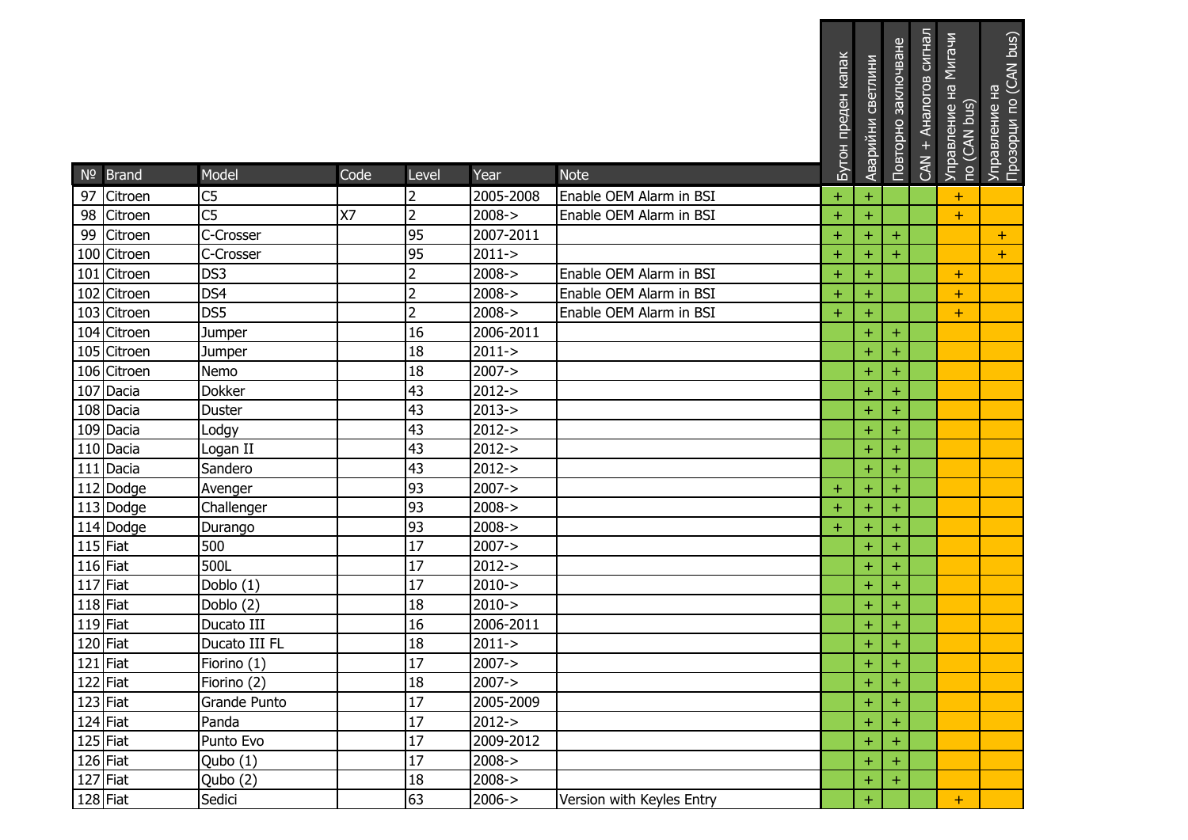| № | Brand | Model | Code | Level | Year | Note | Бутон преден капак | Аварийни светлини | Повторно заключване | CAN + Аналогов сигнал | Управление на Мигачи по (CAN bus) | Управление на Прозорци по (CAN bus) |
|---|---|---|---|---|---|---|---|---|---|---|---|---|
| 97 | Citroen | C5 | | 2 | 2005-2008 | Enable OEM Alarm in BSI | + | + | | | + | |
| 98 | Citroen | C5 | X7 | 2 | 2008-> | Enable OEM Alarm in BSI | + | + | | | + | |
| 99 | Citroen | C-Crosser | | 95 | 2007-2011 | | + | + | + | | | + |
| 100 | Citroen | C-Crosser | | 95 | 2011-> | | + | + | + | | | + |
| 101 | Citroen | DS3 | | 2 | 2008-> | Enable OEM Alarm in BSI | + | + | | | + | |
| 102 | Citroen | DS4 | | 2 | 2008-> | Enable OEM Alarm in BSI | + | + | | | + | |
| 103 | Citroen | DS5 | | 2 | 2008-> | Enable OEM Alarm in BSI | + | + | | | + | |
| 104 | Citroen | Jumper | | 16 | 2006-2011 | | | + | + | | | |
| 105 | Citroen | Jumper | | 18 | 2011-> | | | + | + | | | |
| 106 | Citroen | Nemo | | 18 | 2007-> | | | + | + | | | |
| 107 | Dacia | Dokker | | 43 | 2012-> | | | + | + | | | |
| 108 | Dacia | Duster | | 43 | 2013-> | | | + | + | | | |
| 109 | Dacia | Lodgy | | 43 | 2012-> | | | + | + | | | |
| 110 | Dacia | Logan II | | 43 | 2012-> | | | + | + | | | |
| 111 | Dacia | Sandero | | 43 | 2012-> | | | + | + | | | |
| 112 | Dodge | Avenger | | 93 | 2007-> | | + | + | + | | | |
| 113 | Dodge | Challenger | | 93 | 2008-> | | + | + | + | | | |
| 114 | Dodge | Durango | | 93 | 2008-> | | + | + | + | | | |
| 115 | Fiat | 500 | | 17 | 2007-> | | | + | + | | | |
| 116 | Fiat | 500L | | 17 | 2012-> | | | + | + | | | |
| 117 | Fiat | Doblo (1) | | 17 | 2010-> | | | + | + | | | |
| 118 | Fiat | Doblo (2) | | 18 | 2010-> | | | + | + | | | |
| 119 | Fiat | Ducato III | | 16 | 2006-2011 | | | + | + | | | |
| 120 | Fiat | Ducato III FL | | 18 | 2011-> | | | + | + | | | |
| 121 | Fiat | Fiorino (1) | | 17 | 2007-> | | | + | + | | | |
| 122 | Fiat | Fiorino (2) | | 18 | 2007-> | | | + | + | | | |
| 123 | Fiat | Grande Punto | | 17 | 2005-2009 | | | + | + | | | |
| 124 | Fiat | Panda | | 17 | 2012-> | | | + | + | | | |
| 125 | Fiat | Punto Evo | | 17 | 2009-2012 | | | + | + | | | |
| 126 | Fiat | Qubo (1) | | 17 | 2008-> | | | + | + | | | |
| 127 | Fiat | Qubo (2) | | 18 | 2008-> | | | + | + | | | |
| 128 | Fiat | Sedici | | 63 | 2006-> | Version with Keyles Entry | | + | | | + | |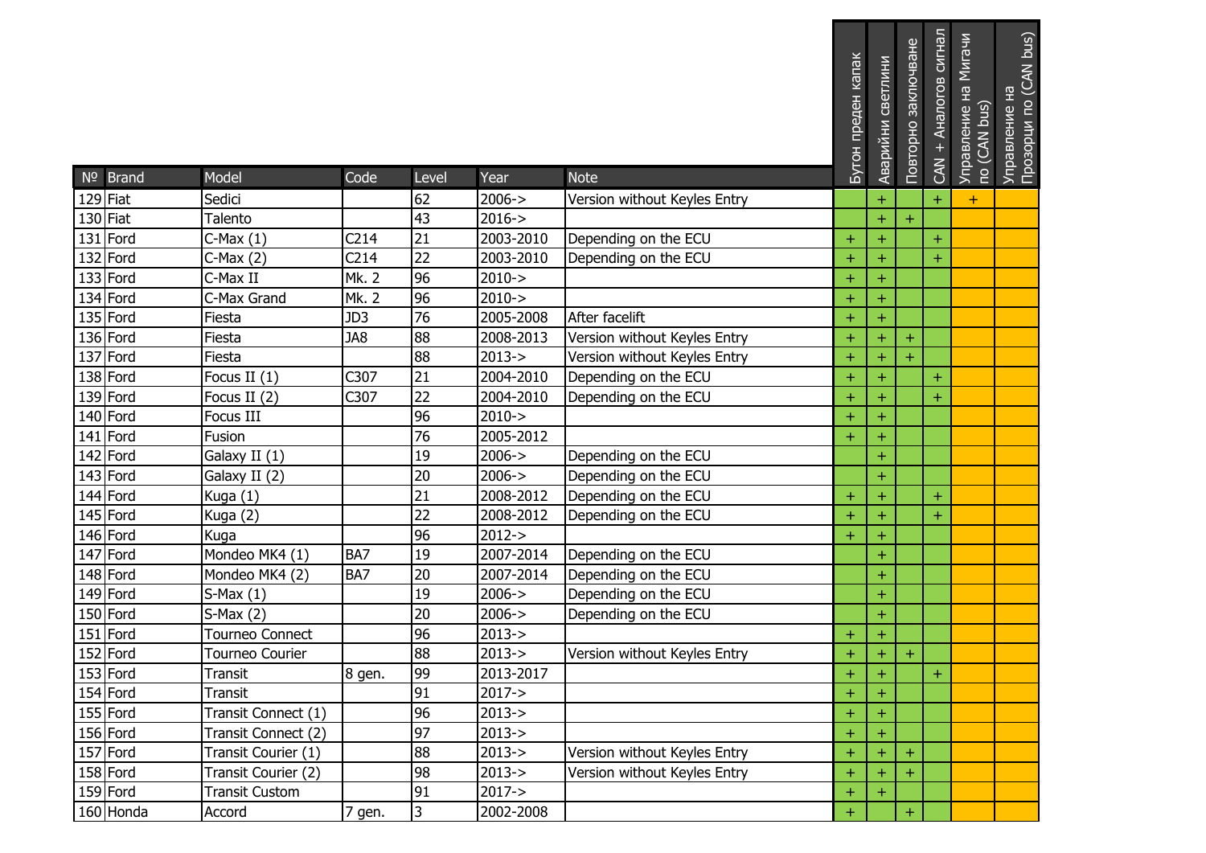| № | Brand | Model | Code | Level | Year | Note | Бутон преден капак | Аварийни светлини | Повторно заключване | CAN + Аналогов сигнал | Управление на Мигачи по (CAN bus) | Управление на Прозорци по (CAN bus) |
|---|---|---|---|---|---|---|---|---|---|---|---|---|
| 129 | Fiat | Sedici | | 62 | 2006-> | Version without Keyles Entry | | + | | + | + | |
| 130 | Fiat | Talento | | 43 | 2016-> | | | + | + | | | |
| 131 | Ford | C-Max (1) | C214 | 21 | 2003-2010 | Depending on the ECU | + | + | | + | | |
| 132 | Ford | C-Max (2) | C214 | 22 | 2003-2010 | Depending on the ECU | + | + | | + | | |
| 133 | Ford | C-Max II | Mk. 2 | 96 | 2010-> | | + | + | | | | |
| 134 | Ford | C-Max Grand | Mk. 2 | 96 | 2010-> | | + | + | | | | |
| 135 | Ford | Fiesta | JD3 | 76 | 2005-2008 | After facelift | + | + | | | | |
| 136 | Ford | Fiesta | JA8 | 88 | 2008-2013 | Version without Keyles Entry | + | + | + | | | |
| 137 | Ford | Fiesta | | 88 | 2013-> | Version without Keyles Entry | + | + | + | | | |
| 138 | Ford | Focus II (1) | C307 | 21 | 2004-2010 | Depending on the ECU | + | + | | + | | |
| 139 | Ford | Focus II (2) | C307 | 22 | 2004-2010 | Depending on the ECU | + | + | | + | | |
| 140 | Ford | Focus III | | 96 | 2010-> | | + | + | | | | |
| 141 | Ford | Fusion | | 76 | 2005-2012 | | + | + | | | | |
| 142 | Ford | Galaxy II (1) | | 19 | 2006-> | Depending on the ECU | | + | | | | |
| 143 | Ford | Galaxy II (2) | | 20 | 2006-> | Depending on the ECU | | + | | | | |
| 144 | Ford | Kuga (1) | | 21 | 2008-2012 | Depending on the ECU | + | + | | + | | |
| 145 | Ford | Kuga (2) | | 22 | 2008-2012 | Depending on the ECU | + | + | | + | | |
| 146 | Ford | Kuga | | 96 | 2012-> | | + | + | | | | |
| 147 | Ford | Mondeo MK4 (1) | BA7 | 19 | 2007-2014 | Depending on the ECU | | + | | | | |
| 148 | Ford | Mondeo MK4 (2) | BA7 | 20 | 2007-2014 | Depending on the ECU | | + | | | | |
| 149 | Ford | S-Max (1) | | 19 | 2006-> | Depending on the ECU | | + | | | | |
| 150 | Ford | S-Max (2) | | 20 | 2006-> | Depending on the ECU | | + | | | | |
| 151 | Ford | Tourneo Connect | | 96 | 2013-> | | + | + | | | | |
| 152 | Ford | Tourneo Courier | | 88 | 2013-> | Version without Keyles Entry | + | + | + | | | |
| 153 | Ford | Transit | 8 gen. | 99 | 2013-2017 | | + | + | | + | | |
| 154 | Ford | Transit | | 91 | 2017-> | | + | + | | | | |
| 155 | Ford | Transit Connect (1) | | 96 | 2013-> | | + | + | | | | |
| 156 | Ford | Transit Connect (2) | | 97 | 2013-> | | + | + | | | | |
| 157 | Ford | Transit Courier (1) | | 88 | 2013-> | Version without Keyles Entry | + | + | + | | | |
| 158 | Ford | Transit Courier (2) | | 98 | 2013-> | Version without Keyles Entry | + | + | + | | | |
| 159 | Ford | Transit Custom | | 91 | 2017-> | | + | + | | | | |
| 160 | Honda | Accord | 7 gen. | 3 | 2002-2008 | | + | | + | | | |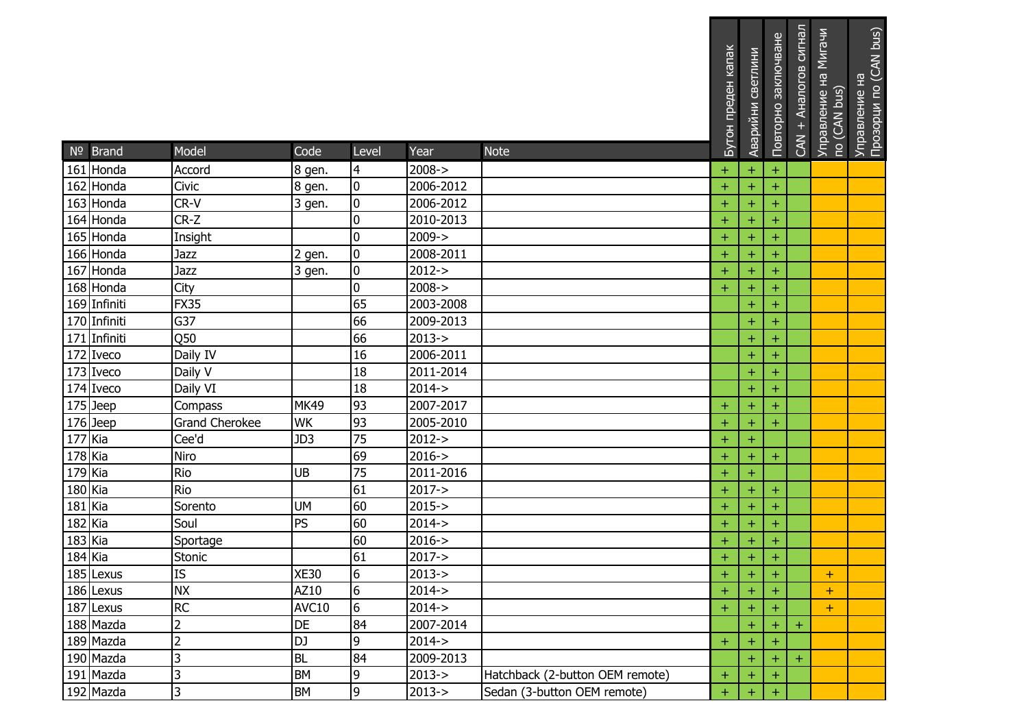| № | Brand | Model | Code | Level | Year | Note | Бутон преден капак | Аварийни светлини | Повторно заключване | CAN + Аналогов сигнал | Управление на Мигачи по (CAN bus) | Управление на Прозорци по (CAN bus) |
|---|---|---|---|---|---|---|---|---|---|---|---|---|
| 161 | Honda | Accord | 8 gen. | 4 | 2008-> | | + | + | + | | | |
| 162 | Honda | Civic | 8 gen. | 0 | 2006-2012 | | + | + | + | | | |
| 163 | Honda | CR-V | 3 gen. | 0 | 2006-2012 | | + | + | + | | | |
| 164 | Honda | CR-Z | | 0 | 2010-2013 | | + | + | + | | | |
| 165 | Honda | Insight | | 0 | 2009-> | | + | + | + | | | |
| 166 | Honda | Jazz | 2 gen. | 0 | 2008-2011 | | + | + | + | | | |
| 167 | Honda | Jazz | 3 gen. | 0 | 2012-> | | + | + | + | | | |
| 168 | Honda | City | | 0 | 2008-> | | + | + | + | | | |
| 169 | Infiniti | FX35 | | 65 | 2003-2008 | | | + | + | | | |
| 170 | Infiniti | G37 | | 66 | 2009-2013 | | | + | + | | | |
| 171 | Infiniti | Q50 | | 66 | 2013-> | | | + | + | | | |
| 172 | Iveco | Daily IV | | 16 | 2006-2011 | | | + | + | | | |
| 173 | Iveco | Daily V | | 18 | 2011-2014 | | | + | + | | | |
| 174 | Iveco | Daily VI | | 18 | 2014-> | | | + | + | | | |
| 175 | Jeep | Compass | MK49 | 93 | 2007-2017 | | + | + | + | | | |
| 176 | Jeep | Grand Cherokee | WK | 93 | 2005-2010 | | + | + | + | | | |
| 177 | Kia | Cee'd | JD3 | 75 | 2012-> | | + | + | | | | |
| 178 | Kia | Niro | | 69 | 2016-> | | + | + | + | | | |
| 179 | Kia | Rio | UB | 75 | 2011-2016 | | + | + | | | | |
| 180 | Kia | Rio | | 61 | 2017-> | | + | + | + | | | |
| 181 | Kia | Sorento | UM | 60 | 2015-> | | + | + | + | | | |
| 182 | Kia | Soul | PS | 60 | 2014-> | | + | + | + | | | |
| 183 | Kia | Sportage | | 60 | 2016-> | | + | + | + | | | |
| 184 | Kia | Stonic | | 61 | 2017-> | | + | + | + | | | |
| 185 | Lexus | IS | XE30 | 6 | 2013-> | | + | + | + | | + | |
| 186 | Lexus | NX | AZ10 | 6 | 2014-> | | + | + | + | | + | |
| 187 | Lexus | RC | AVC10 | 6 | 2014-> | | + | + | + | | + | |
| 188 | Mazda | 2 | DE | 84 | 2007-2014 | | | + | + | + | | |
| 189 | Mazda | 2 | DJ | 9 | 2014-> | | + | + | + | | | |
| 190 | Mazda | 3 | BL | 84 | 2009-2013 | | | + | + | + | | |
| 191 | Mazda | 3 | BM | 9 | 2013-> | Hatchback (2-button OEM remote) | + | + | + | | | |
| 192 | Mazda | 3 | BM | 9 | 2013-> | Sedan (3-button OEM remote) | + | + | + | | | |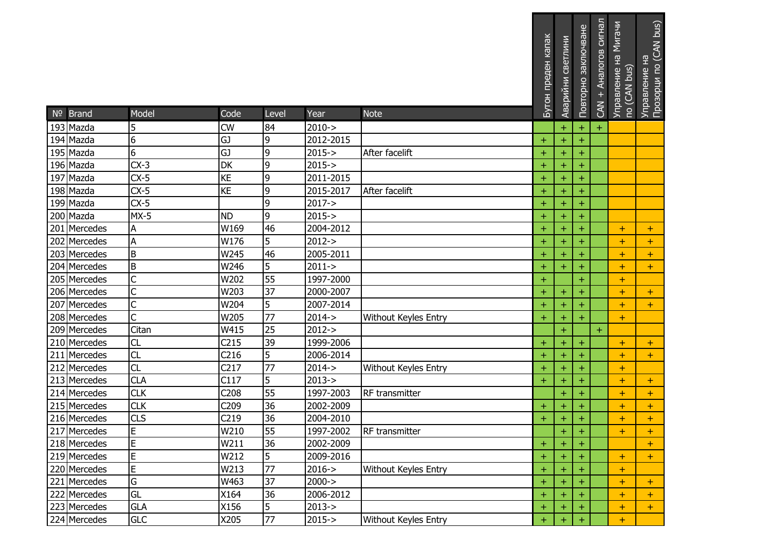| № | Brand | Model | Code | Level | Year | Note | Бутон преден капак | Аварийни светлини | Повторно заключване | CAN + Аналогов сигнал | Управление на Мигачи по (CAN bus) | Управление на Прозорци по (CAN bus) |
|---|---|---|---|---|---|---|---|---|---|---|---|---|
| 193 | Mazda | 5 | CW | 84 | 2010-> | | | + | + | + | | |
| 194 | Mazda | 6 | GJ | 9 | 2012-2015 | | + | + | + | | | |
| 195 | Mazda | 6 | GJ | 9 | 2015-> | After facelift | + | + | + | | | |
| 196 | Mazda | CX-3 | DK | 9 | 2015-> | | + | + | + | | | |
| 197 | Mazda | CX-5 | KE | 9 | 2011-2015 | | + | + | + | | | |
| 198 | Mazda | CX-5 | KE | 9 | 2015-2017 | After facelift | + | + | + | | | |
| 199 | Mazda | CX-5 | | 9 | 2017-> | | + | + | + | | | |
| 200 | Mazda | MX-5 | ND | 9 | 2015-> | | + | + | + | | | |
| 201 | Mercedes | A | W169 | 46 | 2004-2012 | | + | + | + | | + | + |
| 202 | Mercedes | A | W176 | 5 | 2012-> | | + | + | + | | + | + |
| 203 | Mercedes | B | W245 | 46 | 2005-2011 | | + | + | + | | + | + |
| 204 | Mercedes | B | W246 | 5 | 2011-> | | + | + | + | | + | + |
| 205 | Mercedes | C | W202 | 55 | 1997-2000 | | + | | + | | + | |
| 206 | Mercedes | C | W203 | 37 | 2000-2007 | | + | + | + | | + | + |
| 207 | Mercedes | C | W204 | 5 | 2007-2014 | | + | + | + | | + | + |
| 208 | Mercedes | C | W205 | 77 | 2014-> | Without Keyles Entry | + | + | + | | + | |
| 209 | Mercedes | Citan | W415 | 25 | 2012-> | | | + | | + | | |
| 210 | Mercedes | CL | C215 | 39 | 1999-2006 | | + | + | + | | + | + |
| 211 | Mercedes | CL | C216 | 5 | 2006-2014 | | + | + | + | | + | + |
| 212 | Mercedes | CL | C217 | 77 | 2014-> | Without Keyles Entry | + | + | + | | + | |
| 213 | Mercedes | CLA | C117 | 5 | 2013-> | | + | + | + | | + | + |
| 214 | Mercedes | CLK | C208 | 55 | 1997-2003 | RF transmitter | | + | + | | + | + |
| 215 | Mercedes | CLK | C209 | 36 | 2002-2009 | | + | + | + | | + | + |
| 216 | Mercedes | CLS | C219 | 36 | 2004-2010 | | + | + | + | | + | + |
| 217 | Mercedes | E | W210 | 55 | 1997-2002 | RF transmitter | | + | + | | + | + |
| 218 | Mercedes | E | W211 | 36 | 2002-2009 | | + | + | + | | | + |
| 219 | Mercedes | E | W212 | 5 | 2009-2016 | | + | + | + | | + | + |
| 220 | Mercedes | E | W213 | 77 | 2016-> | Without Keyles Entry | + | + | + | | + | |
| 221 | Mercedes | G | W463 | 37 | 2000-> | | + | + | + | | + | + |
| 222 | Mercedes | GL | X164 | 36 | 2006-2012 | | + | + | + | | + | + |
| 223 | Mercedes | GLA | X156 | 5 | 2013-> | | + | + | + | | + | + |
| 224 | Mercedes | GLC | X205 | 77 | 2015-> | Without Keyles Entry | + | + | + | | + | |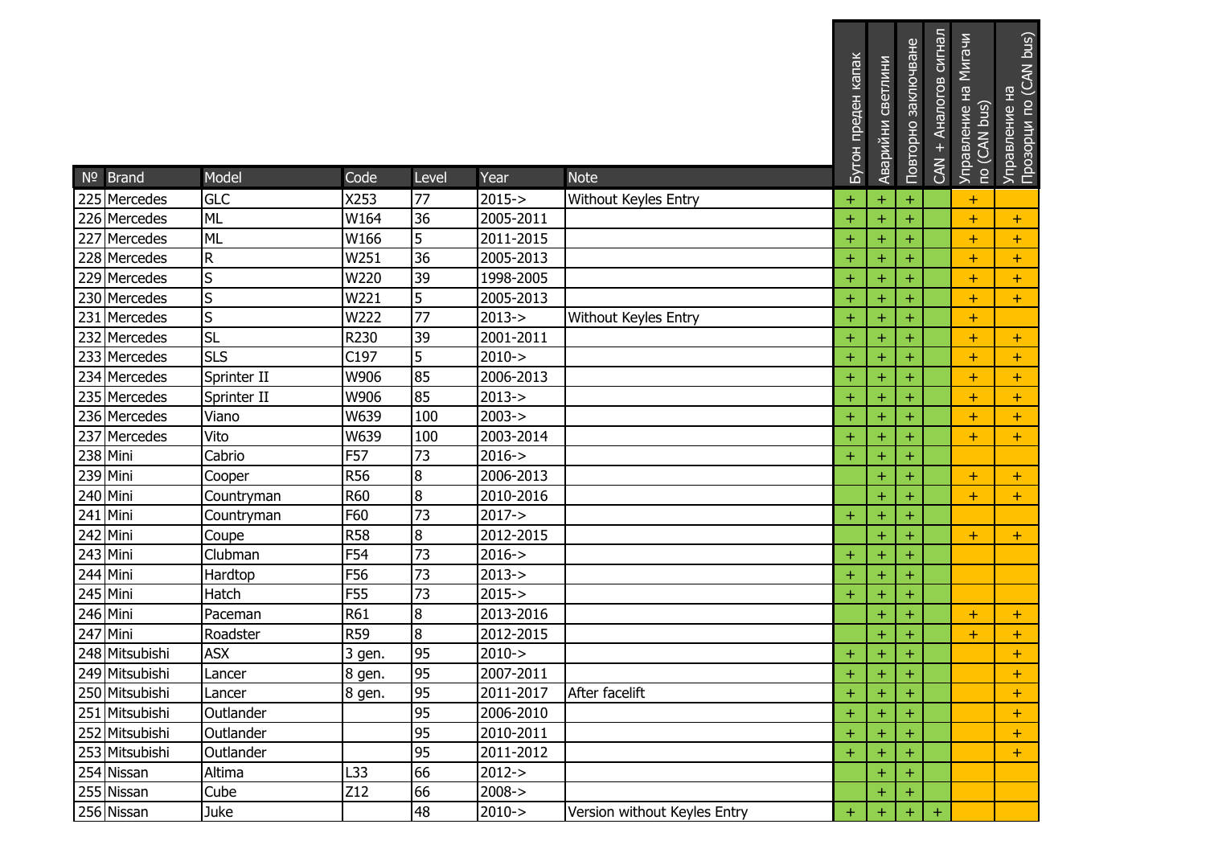| № | Brand | Model | Code | Level | Year | Note | Бутон преден капак | Аварийни светлини | Повторно заключване | CAN + Аналогов сигнал | Управление на Мигачи по (CAN bus) | Управление на Прозорци по (CAN bus) |
|---|---|---|---|---|---|---|---|---|---|---|---|---|
| 225 | Mercedes | GLC | X253 | 77 | 2015-> | Without Keyles Entry | + | + | + | | + | |
| 226 | Mercedes | ML | W164 | 36 | 2005-2011 | | + | + | + | | + | + |
| 227 | Mercedes | ML | W166 | 5 | 2011-2015 | | + | + | + | | + | + |
| 228 | Mercedes | R | W251 | 36 | 2005-2013 | | + | + | + | | + | + |
| 229 | Mercedes | S | W220 | 39 | 1998-2005 | | + | + | + | | + | + |
| 230 | Mercedes | S | W221 | 5 | 2005-2013 | | + | + | + | | + | + |
| 231 | Mercedes | S | W222 | 77 | 2013-> | Without Keyles Entry | + | + | + | | + | |
| 232 | Mercedes | SL | R230 | 39 | 2001-2011 | | + | + | + | | + | + |
| 233 | Mercedes | SLS | C197 | 5 | 2010-> | | + | + | + | | + | + |
| 234 | Mercedes | Sprinter II | W906 | 85 | 2006-2013 | | + | + | + | | + | + |
| 235 | Mercedes | Sprinter II | W906 | 85 | 2013-> | | + | + | + | | + | + |
| 236 | Mercedes | Viano | W639 | 100 | 2003-> | | + | + | + | | + | + |
| 237 | Mercedes | Vito | W639 | 100 | 2003-2014 | | + | + | + | | + | + |
| 238 | Mini | Cabrio | F57 | 73 | 2016-> | | + | + | + | | | |
| 239 | Mini | Cooper | R56 | 8 | 2006-2013 | | | + | + | | + | + |
| 240 | Mini | Countryman | R60 | 8 | 2010-2016 | | | + | + | | + | + |
| 241 | Mini | Countryman | F60 | 73 | 2017-> | | + | + | + | | | |
| 242 | Mini | Coupe | R58 | 8 | 2012-2015 | | | + | + | | + | + |
| 243 | Mini | Clubman | F54 | 73 | 2016-> | | + | + | + | | | |
| 244 | Mini | Hardtop | F56 | 73 | 2013-> | | + | + | + | | | |
| 245 | Mini | Hatch | F55 | 73 | 2015-> | | + | + | + | | | |
| 246 | Mini | Paceman | R61 | 8 | 2013-2016 | | | + | + | | + | + |
| 247 | Mini | Roadster | R59 | 8 | 2012-2015 | | | + | + | | + | + |
| 248 | Mitsubishi | ASX | 3 gen. | 95 | 2010-> | | + | + | + | | | + |
| 249 | Mitsubishi | Lancer | 8 gen. | 95 | 2007-2011 | | + | + | + | | | + |
| 250 | Mitsubishi | Lancer | 8 gen. | 95 | 2011-2017 | After facelift | + | + | + | | | + |
| 251 | Mitsubishi | Outlander | | 95 | 2006-2010 | | + | + | + | | | + |
| 252 | Mitsubishi | Outlander | | 95 | 2010-2011 | | + | + | + | | | + |
| 253 | Mitsubishi | Outlander | | 95 | 2011-2012 | | + | + | + | | | + |
| 254 | Nissan | Altima | L33 | 66 | 2012-> | | | + | + | | | |
| 255 | Nissan | Cube | Z12 | 66 | 2008-> | | | + | + | | | |
| 256 | Nissan | Juke | | 48 | 2010-> | Version without Keyles Entry | + | + | + | + | | |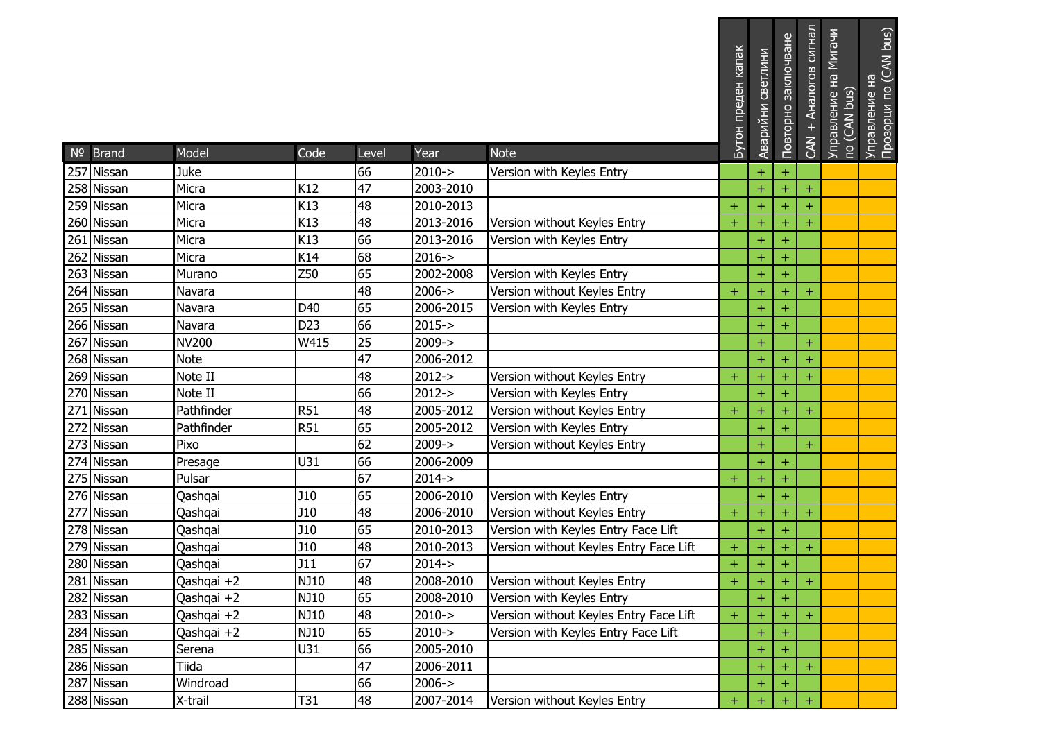| № | Brand | Model | Code | Level | Year | Note | Бутон преден капак | Аварийни светлини | Повторно заключване | CAN + Аналогов сигнал | Управление на Мигачи по (CAN bus) | Управление на Прозорци по (CAN bus) |
|---|---|---|---|---|---|---|---|---|---|---|---|---|
| 257 | Nissan | Juke | | 66 | 2010-> | Version with Keyles Entry | | + | + | | | |
| 258 | Nissan | Micra | K12 | 47 | 2003-2010 | | | + | + | + | | |
| 259 | Nissan | Micra | K13 | 48 | 2010-2013 | | + | + | + | + | | |
| 260 | Nissan | Micra | K13 | 48 | 2013-2016 | Version without Keyles Entry | + | + | + | + | | |
| 261 | Nissan | Micra | K13 | 66 | 2013-2016 | Version with Keyles Entry | | + | + | | | |
| 262 | Nissan | Micra | K14 | 68 | 2016-> | | | + | + | | | |
| 263 | Nissan | Murano | Z50 | 65 | 2002-2008 | Version with Keyles Entry | | + | + | | | |
| 264 | Nissan | Navara | | 48 | 2006-> | Version without Keyles Entry | + | + | + | + | | |
| 265 | Nissan | Navara | D40 | 65 | 2006-2015 | Version with Keyles Entry | | + | + | | | |
| 266 | Nissan | Navara | D23 | 66 | 2015-> | | | + | + | | | |
| 267 | Nissan | NV200 | W415 | 25 | 2009-> | | | + | | + | | |
| 268 | Nissan | Note | | 47 | 2006-2012 | | | + | + | + | | |
| 269 | Nissan | Note II | | 48 | 2012-> | Version without Keyles Entry | + | + | + | + | | |
| 270 | Nissan | Note II | | 66 | 2012-> | Version with Keyles Entry | | + | + | | | |
| 271 | Nissan | Pathfinder | R51 | 48 | 2005-2012 | Version without Keyles Entry | + | + | + | + | | |
| 272 | Nissan | Pathfinder | R51 | 65 | 2005-2012 | Version with Keyles Entry | | + | + | | | |
| 273 | Nissan | Pixo | | 62 | 2009-> | Version without Keyles Entry | | + | | + | | |
| 274 | Nissan | Presage | U31 | 66 | 2006-2009 | | | + | + | | | |
| 275 | Nissan | Pulsar | | 67 | 2014-> | | + | + | + | | | |
| 276 | Nissan | Qashqai | J10 | 65 | 2006-2010 | Version with Keyles Entry | | + | + | | | |
| 277 | Nissan | Qashqai | J10 | 48 | 2006-2010 | Version without Keyles Entry | + | + | + | + | | |
| 278 | Nissan | Qashqai | J10 | 65 | 2010-2013 | Version with Keyles Entry Face Lift | | + | + | | | |
| 279 | Nissan | Qashqai | J10 | 48 | 2010-2013 | Version without Keyles Entry Face Lift | + | + | + | + | | |
| 280 | Nissan | Qashqai | J11 | 67 | 2014-> | | + | + | + | | | |
| 281 | Nissan | Qashqai +2 | NJ10 | 48 | 2008-2010 | Version without Keyles Entry | + | + | + | + | | |
| 282 | Nissan | Qashqai +2 | NJ10 | 65 | 2008-2010 | Version with Keyles Entry | | + | + | | | |
| 283 | Nissan | Qashqai +2 | NJ10 | 48 | 2010-> | Version without Keyles Entry Face Lift | + | + | + | + | | |
| 284 | Nissan | Qashqai +2 | NJ10 | 65 | 2010-> | Version with Keyles Entry Face Lift | | + | + | | | |
| 285 | Nissan | Serena | U31 | 66 | 2005-2010 | | | + | + | | | |
| 286 | Nissan | Tiida | | 47 | 2006-2011 | | | + | + | + | | |
| 287 | Nissan | Windroad | | 66 | 2006-> | | | + | + | | | |
| 288 | Nissan | X-trail | T31 | 48 | 2007-2014 | Version without Keyles Entry | + | + | + | + | | |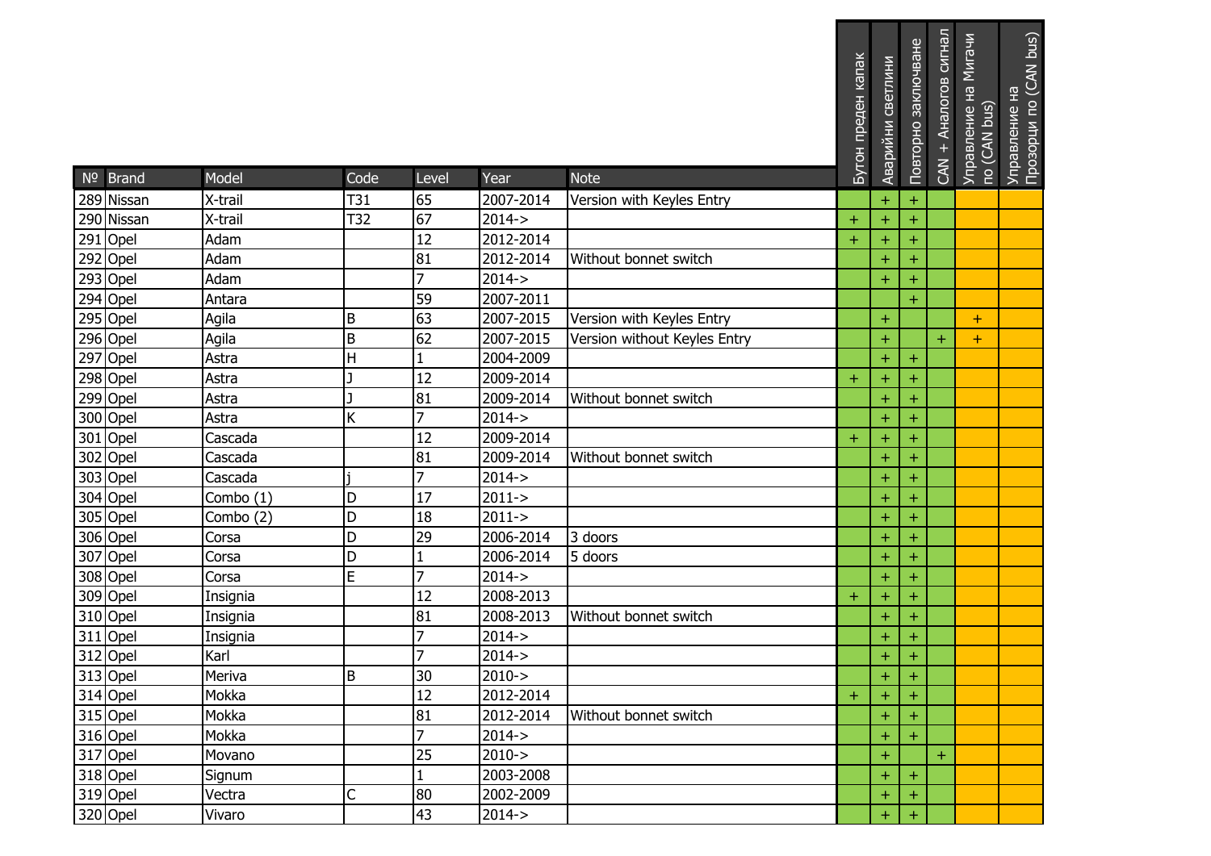| № | Brand | Model | Code | Level | Year | Note | Бутон преден капак | Аварийни светлини | Повторно заключване | CAN + Аналогов сигнал | Управление на Мигачи по (CAN bus) | Управление на Прозорци по (CAN bus) |
|---|---|---|---|---|---|---|---|---|---|---|---|---|
| 289 | Nissan | X-trail | T31 | 65 | 2007-2014 | Version with Keyles Entry | | + | + | | | |
| 290 | Nissan | X-trail | T32 | 67 | 2014-> | | + | + | + | | | |
| 291 | Opel | Adam | | 12 | 2012-2014 | | + | + | + | | | |
| 292 | Opel | Adam | | 81 | 2012-2014 | Without bonnet switch | | + | + | | | |
| 293 | Opel | Adam | | 7 | 2014-> | | | + | + | | | |
| 294 | Opel | Antara | | 59 | 2007-2011 | | | | + | | | |
| 295 | Opel | Agila | B | 63 | 2007-2015 | Version with Keyles Entry | | + | | | + | |
| 296 | Opel | Agila | B | 62 | 2007-2015 | Version without Keyles Entry | | + | | + | + | |
| 297 | Opel | Astra | H | 1 | 2004-2009 | | | + | + | | | |
| 298 | Opel | Astra | J | 12 | 2009-2014 | | + | + | + | | | |
| 299 | Opel | Astra | J | 81 | 2009-2014 | Without bonnet switch | | + | + | | | |
| 300 | Opel | Astra | K | 7 | 2014-> | | | + | + | | | |
| 301 | Opel | Cascada | | 12 | 2009-2014 | | + | + | + | | | |
| 302 | Opel | Cascada | | 81 | 2009-2014 | Without bonnet switch | | + | + | | | |
| 303 | Opel | Cascada | j | 7 | 2014-> | | | + | + | | | |
| 304 | Opel | Combo (1) | D | 17 | 2011-> | | | + | + | | | |
| 305 | Opel | Combo (2) | D | 18 | 2011-> | | | + | + | | | |
| 306 | Opel | Corsa | D | 29 | 2006-2014 | 3 doors | | + | + | | | |
| 307 | Opel | Corsa | D | 1 | 2006-2014 | 5 doors | | + | + | | | |
| 308 | Opel | Corsa | E | 7 | 2014-> | | | + | + | | | |
| 309 | Opel | Insignia | | 12 | 2008-2013 | | + | + | + | | | |
| 310 | Opel | Insignia | | 81 | 2008-2013 | Without bonnet switch | | + | + | | | |
| 311 | Opel | Insignia | | 7 | 2014-> | | | + | + | | | |
| 312 | Opel | Karl | | 7 | 2014-> | | | + | + | | | |
| 313 | Opel | Meriva | B | 30 | 2010-> | | | + | + | | | |
| 314 | Opel | Mokka | | 12 | 2012-2014 | | + | + | + | | | |
| 315 | Opel | Mokka | | 81 | 2012-2014 | Without bonnet switch | | + | + | | | |
| 316 | Opel | Mokka | | 7 | 2014-> | | | + | + | | | |
| 317 | Opel | Movano | | 25 | 2010-> | | | + | | + | | |
| 318 | Opel | Signum | | 1 | 2003-2008 | | | + | + | | | |
| 319 | Opel | Vectra | C | 80 | 2002-2009 | | | + | + | | | |
| 320 | Opel | Vivaro | | 43 | 2014-> | | | + | + | | | |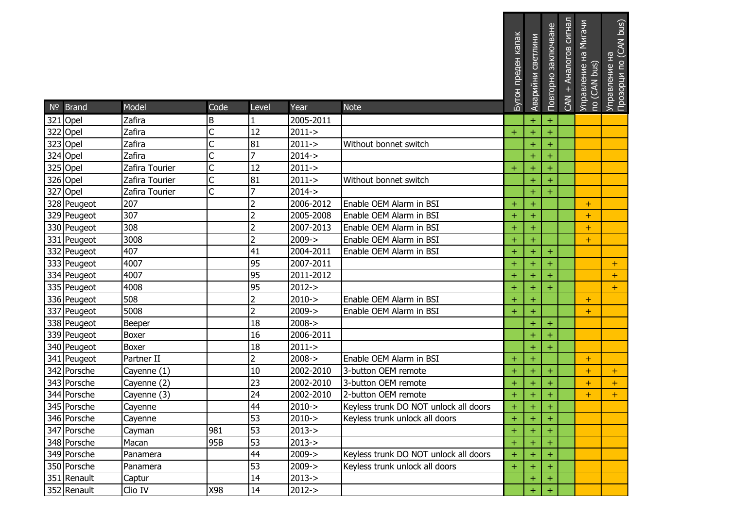| № | Brand | Model | Code | Level | Year | Note | Бутон преден капак | Аварийни светлини | Повторно заключване | CAN + Аналогов сигнал | Управление на Мигачи по (CAN bus) | Управление на Прозорци по (CAN bus) |
|---|---|---|---|---|---|---|---|---|---|---|---|---|
| 321 | Opel | Zafira | B | 1 | 2005-2011 | | | + | + | | | |
| 322 | Opel | Zafira | C | 12 | 2011-> | | + | + | + | | | |
| 323 | Opel | Zafira | C | 81 | 2011-> | Without bonnet switch | | + | + | | | |
| 324 | Opel | Zafira | C | 7 | 2014-> | | | + | + | | | |
| 325 | Opel | Zafira Tourier | C | 12 | 2011-> | | + | + | + | | | |
| 326 | Opel | Zafira Tourier | C | 81 | 2011-> | Without bonnet switch | | + | + | | | |
| 327 | Opel | Zafira Tourier | C | 7 | 2014-> | | | + | + | | | |
| 328 | Peugeot | 207 | | 2 | 2006-2012 | Enable OEM Alarm in BSI | + | + | | | + | |
| 329 | Peugeot | 307 | | 2 | 2005-2008 | Enable OEM Alarm in BSI | + | + | | | + | |
| 330 | Peugeot | 308 | | 2 | 2007-2013 | Enable OEM Alarm in BSI | + | + | | | + | |
| 331 | Peugeot | 3008 | | 2 | 2009-> | Enable OEM Alarm in BSI | + | + | | | + | |
| 332 | Peugeot | 407 | | 41 | 2004-2011 | Enable OEM Alarm in BSI | + | + | + | | | |
| 333 | Peugeot | 4007 | | 95 | 2007-2011 | | + | + | + | | | + |
| 334 | Peugeot | 4007 | | 95 | 2011-2012 | | + | + | + | | | + |
| 335 | Peugeot | 4008 | | 95 | 2012-> | | + | + | + | | | + |
| 336 | Peugeot | 508 | | 2 | 2010-> | Enable OEM Alarm in BSI | + | + | | | + | |
| 337 | Peugeot | 5008 | | 2 | 2009-> | Enable OEM Alarm in BSI | + | + | | | + | |
| 338 | Peugeot | Beeper | | 18 | 2008-> | | | + | + | | | |
| 339 | Peugeot | Boxer | | 16 | 2006-2011 | | | + | + | | | |
| 340 | Peugeot | Boxer | | 18 | 2011-> | | | + | + | | | |
| 341 | Peugeot | Partner II | | 2 | 2008-> | Enable OEM Alarm in BSI | + | + | | | + | |
| 342 | Porsche | Cayenne (1) | | 10 | 2002-2010 | 3-button OEM remote | + | + | + | | + | + |
| 343 | Porsche | Cayenne (2) | | 23 | 2002-2010 | 3-button OEM remote | + | + | + | | + | + |
| 344 | Porsche | Cayenne (3) | | 24 | 2002-2010 | 2-button OEM remote | + | + | + | | + | + |
| 345 | Porsche | Cayenne | | 44 | 2010-> | Keyless trunk DO NOT unlock all doors | + | + | + | | | |
| 346 | Porsche | Cayenne | | 53 | 2010-> | Keyless trunk unlock all doors | + | + | + | | | |
| 347 | Porsche | Cayman | 981 | 53 | 2013-> | | + | + | + | | | |
| 348 | Porsche | Macan | 95B | 53 | 2013-> | | + | + | + | | | |
| 349 | Porsche | Panamera | | 44 | 2009-> | Keyless trunk DO NOT unlock all doors | + | + | + | | | |
| 350 | Porsche | Panamera | | 53 | 2009-> | Keyless trunk unlock all doors | + | + | + | | | |
| 351 | Renault | Captur | | 14 | 2013-> | | | + | + | | | |
| 352 | Renault | Clio IV | X98 | 14 | 2012-> | | | + | + | | | |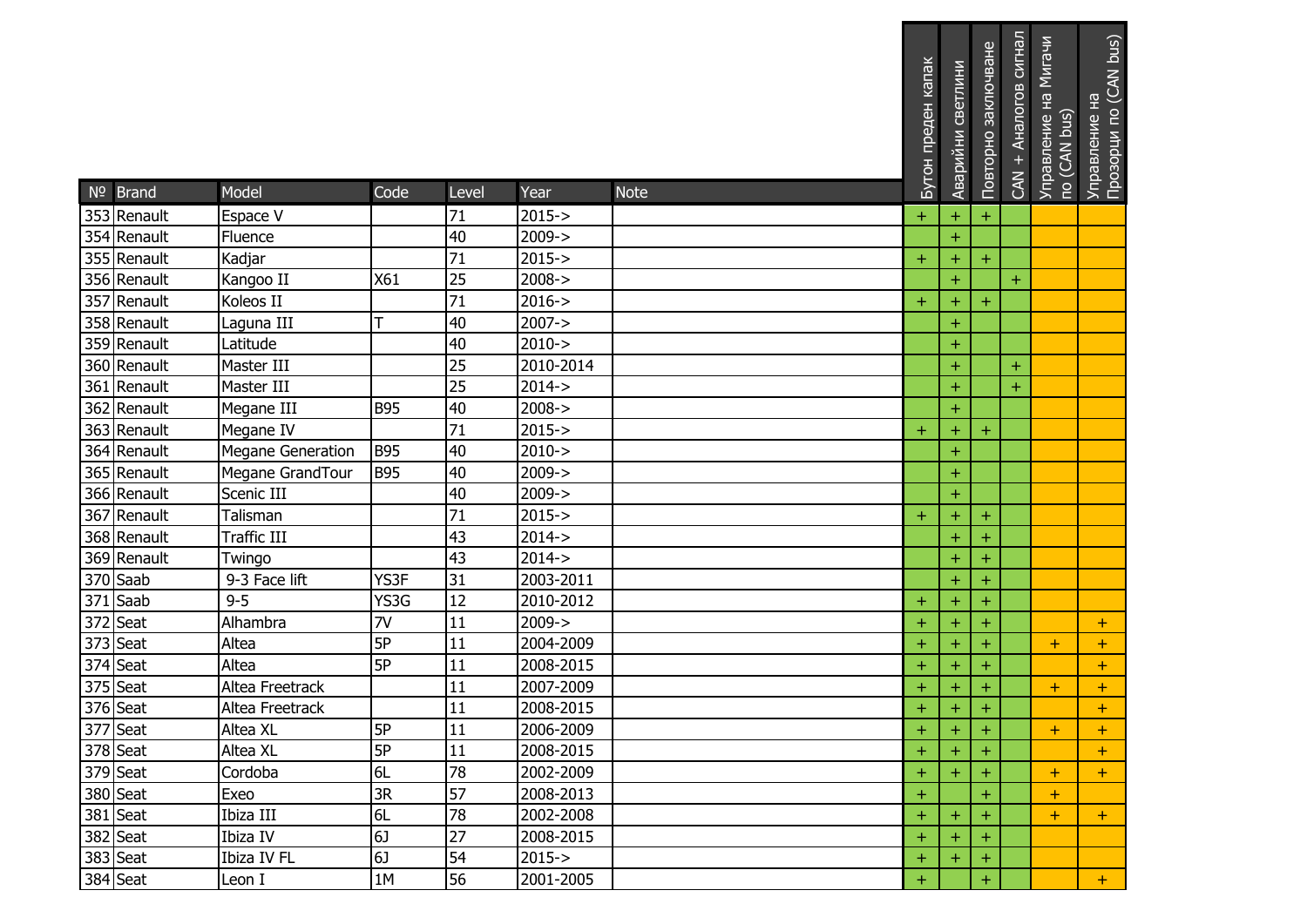| № | Brand | Model | Code | Level | Year | Note | Бутон преден капак | Аварийни светлини | Повторно заключване | CAN + Аналогов сигнал | Управление на Мигачи по (CAN bus) | Управление на Прозорци по (CAN bus) |
|---|---|---|---|---|---|---|---|---|---|---|---|---|
| 353 | Renault | Espace V | | 71 | 2015-> | | + | + | + | | | |
| 354 | Renault | Fluence | | 40 | 2009-> | | | + | | | | |
| 355 | Renault | Kadjar | | 71 | 2015-> | | + | + | + | | | |
| 356 | Renault | Kangoo II | X61 | 25 | 2008-> | | | + | | + | | |
| 357 | Renault | Koleos II | | 71 | 2016-> | | + | + | + | | | |
| 358 | Renault | Laguna III | T | 40 | 2007-> | | | + | | | | |
| 359 | Renault | Latitude | | 40 | 2010-> | | | + | | | | |
| 360 | Renault | Master III | | 25 | 2010-2014 | | | + | | + | | |
| 361 | Renault | Master III | | 25 | 2014-> | | | + | | + | | |
| 362 | Renault | Megane III | B95 | 40 | 2008-> | | | + | | | | |
| 363 | Renault | Megane IV | | 71 | 2015-> | | + | + | + | | | |
| 364 | Renault | Megane Generation | B95 | 40 | 2010-> | | | + | | | | |
| 365 | Renault | Megane GrandTour | B95 | 40 | 2009-> | | | + | | | | |
| 366 | Renault | Scenic III | | 40 | 2009-> | | | + | | | | |
| 367 | Renault | Talisman | | 71 | 2015-> | | + | + | + | | | |
| 368 | Renault | Traffic III | | 43 | 2014-> | | | + | + | | | |
| 369 | Renault | Twingo | | 43 | 2014-> | | | + | + | | | |
| 370 | Saab | 9-3 Face lift | YS3F | 31 | 2003-2011 | | | + | + | | | |
| 371 | Saab | 9-5 | YS3G | 12 | 2010-2012 | | + | + | + | | | |
| 372 | Seat | Alhambra | 7V | 11 | 2009-> | | + | + | + | | | + |
| 373 | Seat | Altea | 5P | 11 | 2004-2009 | | + | + | + | | + | + |
| 374 | Seat | Altea | 5P | 11 | 2008-2015 | | + | + | + | | | + |
| 375 | Seat | Altea Freetrack | | 11 | 2007-2009 | | + | + | + | | + | + |
| 376 | Seat | Altea Freetrack | | 11 | 2008-2015 | | + | + | + | | | + |
| 377 | Seat | Altea XL | 5P | 11 | 2006-2009 | | + | + | + | | + | + |
| 378 | Seat | Altea XL | 5P | 11 | 2008-2015 | | + | + | + | | | + |
| 379 | Seat | Cordoba | 6L | 78 | 2002-2009 | | + | + | + | | + | + |
| 380 | Seat | Exeo | 3R | 57 | 2008-2013 | | + | | + | | + | |
| 381 | Seat | Ibiza III | 6L | 78 | 2002-2008 | | + | + | + | | + | + |
| 382 | Seat | Ibiza IV | 6J | 27 | 2008-2015 | | + | + | + | | | |
| 383 | Seat | Ibiza IV FL | 6J | 54 | 2015-> | | + | + | + | | | |
| 384 | Seat | Leon I | 1M | 56 | 2001-2005 | | + | | + | | | + |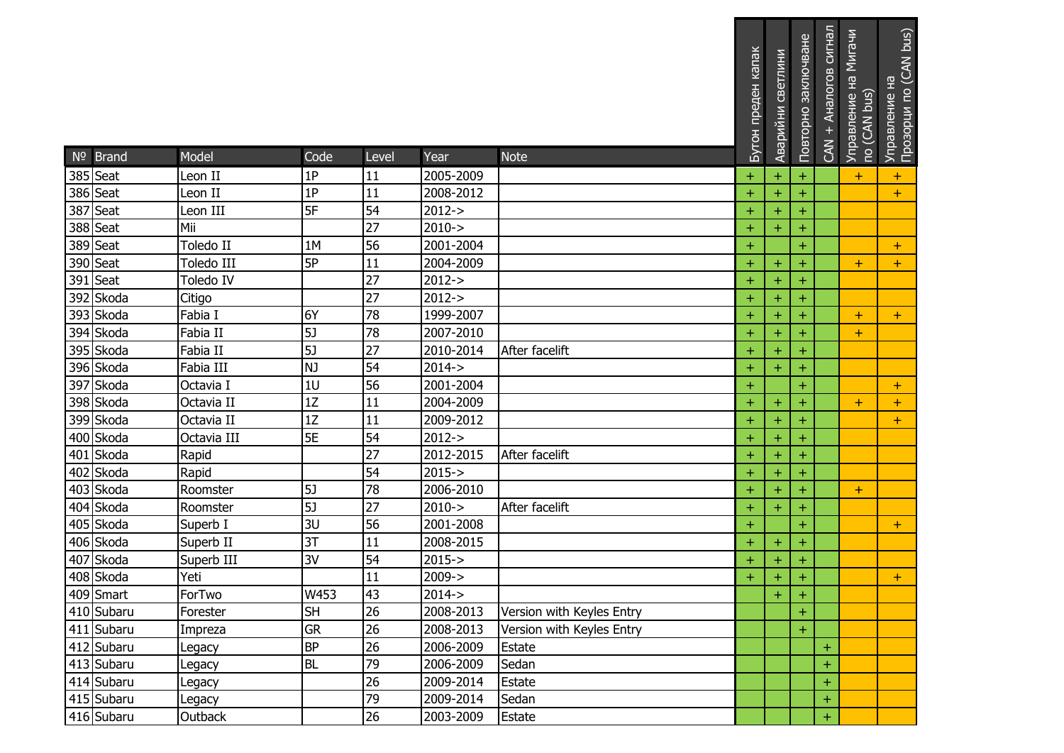| № | Brand | Model | Code | Level | Year | Note | Бутон преден капак | Аварийни светлини | Повторно заключване | CAN + Аналогов сигнал | Управление на Мигачи по (CAN bus) | Управление на Прозорци по (CAN bus) |
|---|---|---|---|---|---|---|---|---|---|---|---|---|
| 385 | Seat | Leon II | 1P | 11 | 2005-2009 | | + | + | + | | + | + |
| 386 | Seat | Leon II | 1P | 11 | 2008-2012 | | + | + | + | | | + |
| 387 | Seat | Leon III | 5F | 54 | 2012-> | | + | + | + | | | |
| 388 | Seat | Mii | | 27 | 2010-> | | + | + | + | | | |
| 389 | Seat | Toledo II | 1M | 56 | 2001-2004 | | + | | + | | | + |
| 390 | Seat | Toledo III | 5P | 11 | 2004-2009 | | + | + | + | | + | + |
| 391 | Seat | Toledo IV | | 27 | 2012-> | | + | + | + | | | |
| 392 | Skoda | Citigo | | 27 | 2012-> | | + | + | + | | | |
| 393 | Skoda | Fabia I | 6Y | 78 | 1999-2007 | | + | + | + | | + | + |
| 394 | Skoda | Fabia II | 5J | 78 | 2007-2010 | | + | + | + | | + | |
| 395 | Skoda | Fabia II | 5J | 27 | 2010-2014 | After facelift | + | + | + | | | |
| 396 | Skoda | Fabia III | NJ | 54 | 2014-> | | + | + | + | | | |
| 397 | Skoda | Octavia I | 1U | 56 | 2001-2004 | | + | | + | | | + |
| 398 | Skoda | Octavia II | 1Z | 11 | 2004-2009 | | + | + | + | | + | + |
| 399 | Skoda | Octavia II | 1Z | 11 | 2009-2012 | | + | + | + | | | + |
| 400 | Skoda | Octavia III | 5E | 54 | 2012-> | | + | + | + | | | |
| 401 | Skoda | Rapid | | 27 | 2012-2015 | After facelift | + | + | + | | | |
| 402 | Skoda | Rapid | | 54 | 2015-> | | + | + | + | | | |
| 403 | Skoda | Roomster | 5J | 78 | 2006-2010 | | + | + | + | | + | |
| 404 | Skoda | Roomster | 5J | 27 | 2010-> | After facelift | + | + | + | | | |
| 405 | Skoda | Superb I | 3U | 56 | 2001-2008 | | + | | + | | | + |
| 406 | Skoda | Superb II | 3T | 11 | 2008-2015 | | + | + | + | | | |
| 407 | Skoda | Superb III | 3V | 54 | 2015-> | | + | + | + | | | |
| 408 | Skoda | Yeti | | 11 | 2009-> | | + | + | + | | | + |
| 409 | Smart | ForTwo | W453 | 43 | 2014-> | | | + | + | | | |
| 410 | Subaru | Forester | SH | 26 | 2008-2013 | Version with Keyles Entry | | | + | | | |
| 411 | Subaru | Impreza | GR | 26 | 2008-2013 | Version with Keyles Entry | | | + | | | |
| 412 | Subaru | Legacy | BP | 26 | 2006-2009 | Estate | | | | + | | |
| 413 | Subaru | Legacy | BL | 79 | 2006-2009 | Sedan | | | | + | | |
| 414 | Subaru | Legacy | | 26 | 2009-2014 | Estate | | | | + | | |
| 415 | Subaru | Legacy | | 79 | 2009-2014 | Sedan | | | | + | | |
| 416 | Subaru | Outback | | 26 | 2003-2009 | Estate | | | | + | | |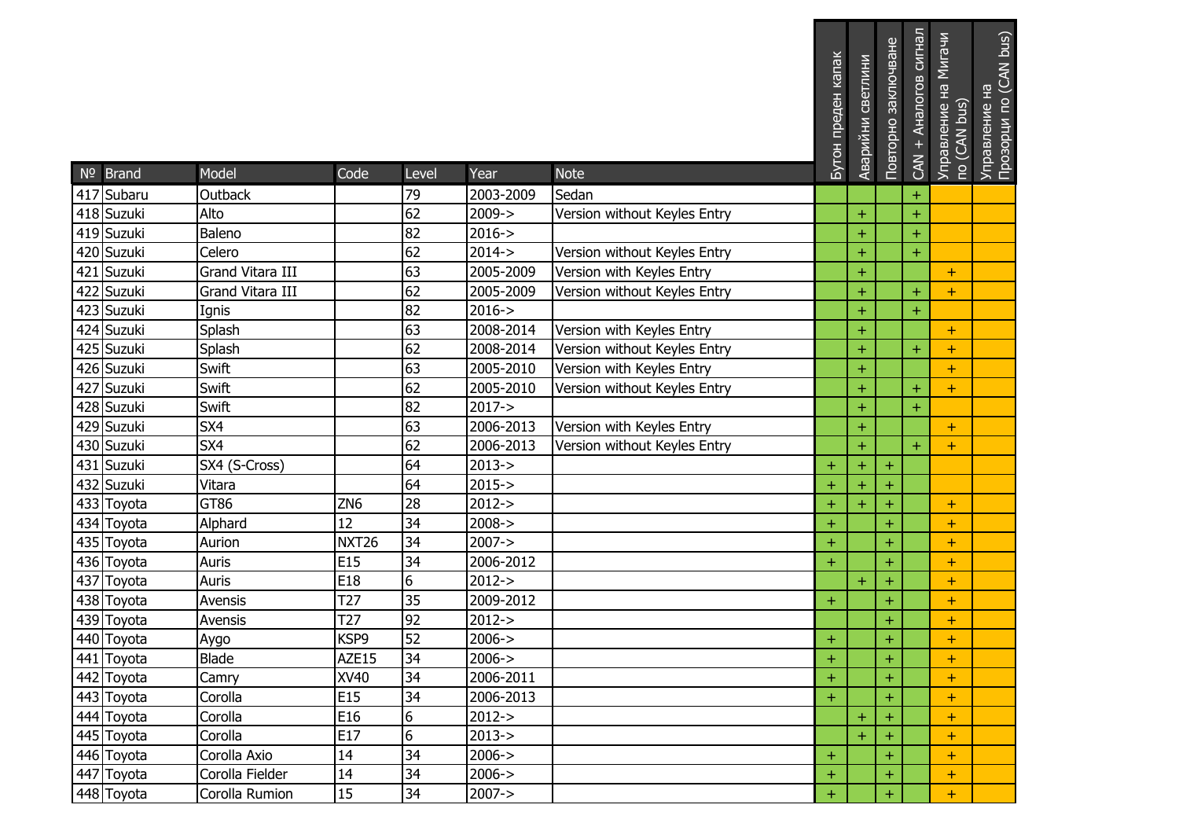| № | Brand | Model | Code | Level | Year | Note | Бутон преден капак | Аварийни светлини | Повторно заключване | CAN + Аналогов сигнал | Управление на Мигачи по (CAN bus) | Управление на Прозорци по (CAN bus) |
|---|---|---|---|---|---|---|---|---|---|---|---|---|
| 417 | Subaru | Outback | | 79 | 2003-2009 | Sedan | | | | + | | |
| 418 | Suzuki | Alto | | 62 | 2009-> | Version without Keyles Entry | | + | | + | | |
| 419 | Suzuki | Baleno | | 82 | 2016-> | | | + | | + | | |
| 420 | Suzuki | Celero | | 62 | 2014-> | Version without Keyles Entry | | + | | + | | |
| 421 | Suzuki | Grand Vitara III | | 63 | 2005-2009 | Version with Keyles Entry | | + | | | + | |
| 422 | Suzuki | Grand Vitara III | | 62 | 2005-2009 | Version without Keyles Entry | | + | | + | + | |
| 423 | Suzuki | Ignis | | 82 | 2016-> | | | + | | + | | |
| 424 | Suzuki | Splash | | 63 | 2008-2014 | Version with Keyles Entry | | + | | | + | |
| 425 | Suzuki | Splash | | 62 | 2008-2014 | Version without Keyles Entry | | + | | + | + | |
| 426 | Suzuki | Swift | | 63 | 2005-2010 | Version with Keyles Entry | | + | | | + | |
| 427 | Suzuki | Swift | | 62 | 2005-2010 | Version without Keyles Entry | | + | | + | + | |
| 428 | Suzuki | Swift | | 82 | 2017-> | | | + | | + | | |
| 429 | Suzuki | SX4 | | 63 | 2006-2013 | Version with Keyles Entry | | + | | | + | |
| 430 | Suzuki | SX4 | | 62 | 2006-2013 | Version without Keyles Entry | | + | | + | + | |
| 431 | Suzuki | SX4 (S-Cross) | | 64 | 2013-> | | + | + | + | | | |
| 432 | Suzuki | Vitara | | 64 | 2015-> | | + | + | + | | | |
| 433 | Toyota | GT86 | ZN6 | 28 | 2012-> | | + | + | + | | + | |
| 434 | Toyota | Alphard | 12 | 34 | 2008-> | | + | | + | | + | |
| 435 | Toyota | Aurion | NXT26 | 34 | 2007-> | | + | | + | | + | |
| 436 | Toyota | Auris | E15 | 34 | 2006-2012 | | + | | + | | + | |
| 437 | Toyota | Auris | E18 | 6 | 2012-> | | | + | + | | + | |
| 438 | Toyota | Avensis | T27 | 35 | 2009-2012 | | + | | + | | + | |
| 439 | Toyota | Avensis | T27 | 92 | 2012-> | | | | + | | + | |
| 440 | Toyota | Aygo | KSP9 | 52 | 2006-> | | + | | + | | + | |
| 441 | Toyota | Blade | AZE15 | 34 | 2006-> | | + | | + | | + | |
| 442 | Toyota | Camry | XV40 | 34 | 2006-2011 | | + | | + | | + | |
| 443 | Toyota | Corolla | E15 | 34 | 2006-2013 | | + | | + | | + | |
| 444 | Toyota | Corolla | E16 | 6 | 2012-> | | | + | + | | + | |
| 445 | Toyota | Corolla | E17 | 6 | 2013-> | | | + | + | | + | |
| 446 | Toyota | Corolla Axio | 14 | 34 | 2006-> | | + | | + | | + | |
| 447 | Toyota | Corolla Fielder | 14 | 34 | 2006-> | | + | | + | | + | |
| 448 | Toyota | Corolla Rumion | 15 | 34 | 2007-> | | + | | + | | + | |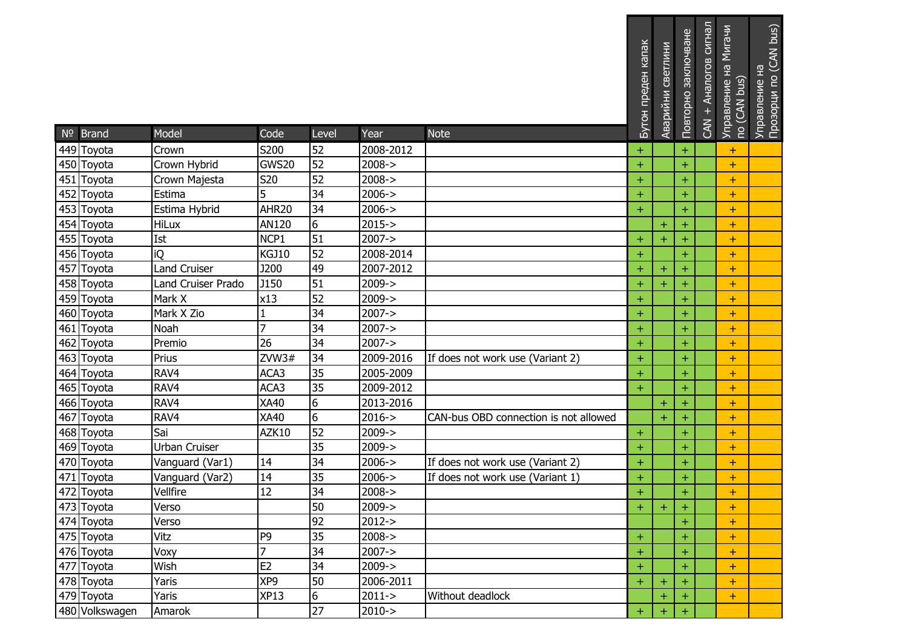| № | Brand | Model | Code | Level | Year | Note | Бутон преден капак | Аварийни светлини | Повторно заключване | CAN + Аналогов сигнал | Управление на Мигачи по (CAN bus) | Управление на Прозорци по (CAN bus) |
|---|---|---|---|---|---|---|---|---|---|---|---|---|
| 449 | Toyota | Crown | S200 | 52 | 2008-2012 | | + | | + | | + | |
| 450 | Toyota | Crown Hybrid | GWS20 | 52 | 2008-> | | + | | + | | + | |
| 451 | Toyota | Crown Majesta | S20 | 52 | 2008-> | | + | | + | | + | |
| 452 | Toyota | Estima | 5 | 34 | 2006-> | | + | | + | | + | |
| 453 | Toyota | Estima Hybrid | AHR20 | 34 | 2006-> | | + | | + | | + | |
| 454 | Toyota | HiLux | AN120 | 6 | 2015-> | | | + | + | | + | |
| 455 | Toyota | Ist | NCP1 | 51 | 2007-> | | + | + | + | | + | |
| 456 | Toyota | iQ | KGJ10 | 52 | 2008-2014 | | + | | + | | + | |
| 457 | Toyota | Land Cruiser | J200 | 49 | 2007-2012 | | + | + | + | | + | |
| 458 | Toyota | Land Cruiser Prado | J150 | 51 | 2009-> | | + | + | + | | + | |
| 459 | Toyota | Mark X | x13 | 52 | 2009-> | | + | | + | | + | |
| 460 | Toyota | Mark X Zio | 1 | 34 | 2007-> | | + | | + | | + | |
| 461 | Toyota | Noah | 7 | 34 | 2007-> | | + | | + | | + | |
| 462 | Toyota | Premio | 26 | 34 | 2007-> | | + | | + | | + | |
| 463 | Toyota | Prius | ZVW3# | 34 | 2009-2016 | If does not work use (Variant 2) | + | | + | | + | |
| 464 | Toyota | RAV4 | ACA3 | 35 | 2005-2009 | | + | | + | | + | |
| 465 | Toyota | RAV4 | ACA3 | 35 | 2009-2012 | | + | | + | | + | |
| 466 | Toyota | RAV4 | XA40 | 6 | 2013-2016 | | | + | + | | + | |
| 467 | Toyota | RAV4 | XA40 | 6 | 2016-> | CAN-bus OBD connection is not allowed | | + | + | | + | |
| 468 | Toyota | Sai | AZK10 | 52 | 2009-> | | + | | + | | + | |
| 469 | Toyota | Urban Cruiser | | 35 | 2009-> | | + | | + | | + | |
| 470 | Toyota | Vanguard (Var1) | 14 | 34 | 2006-> | If does not work use (Variant 2) | + | | + | | + | |
| 471 | Toyota | Vanguard (Var2) | 14 | 35 | 2006-> | If does not work use (Variant 1) | + | | + | | + | |
| 472 | Toyota | Vellfire | 12 | 34 | 2008-> | | + | | + | | + | |
| 473 | Toyota | Verso | | 50 | 2009-> | | + | + | + | | + | |
| 474 | Toyota | Verso | | 92 | 2012-> | | | | + | | + | |
| 475 | Toyota | Vitz | P9 | 35 | 2008-> | | + | | + | | + | |
| 476 | Toyota | Voxy | 7 | 34 | 2007-> | | + | | + | | + | |
| 477 | Toyota | Wish | E2 | 34 | 2009-> | | + | | + | | + | |
| 478 | Toyota | Yaris | XP9 | 50 | 2006-2011 | | + | + | + | | + | |
| 479 | Toyota | Yaris | XP13 | 6 | 2011-> | Without deadlock | | + | + | | + | |
| 480 | Volkswagen | Amarok | | 27 | 2010-> | | + | + | + | | | |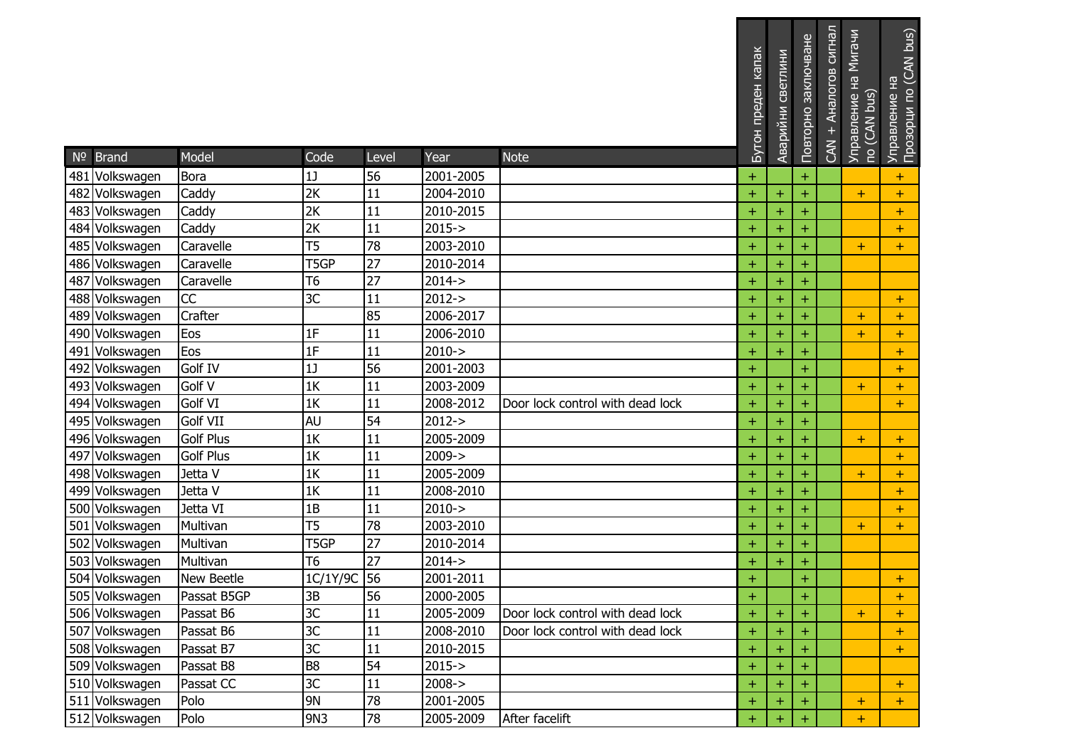| № | Brand | Model | Code | Level | Year | Note | Бутон преден капак | Аварийни светлини | Повторно заключване | CAN + Аналогов сигнал | Управление на Мигачи по (CAN bus) | Управление на Прозорци по (CAN bus) |
|---|---|---|---|---|---|---|---|---|---|---|---|---|
| 481 | Volkswagen | Bora | 1J | 56 | 2001-2005 | | + | | + | | | + |
| 482 | Volkswagen | Caddy | 2K | 11 | 2004-2010 | | + | + | + | | + | + |
| 483 | Volkswagen | Caddy | 2K | 11 | 2010-2015 | | + | + | + | | | + |
| 484 | Volkswagen | Caddy | 2K | 11 | 2015-> | | + | + | + | | | + |
| 485 | Volkswagen | Caravelle | T5 | 78 | 2003-2010 | | + | + | + | | + | + |
| 486 | Volkswagen | Caravelle | T5GP | 27 | 2010-2014 | | + | + | + | | | |
| 487 | Volkswagen | Caravelle | T6 | 27 | 2014-> | | + | + | + | | | |
| 488 | Volkswagen | CC | 3C | 11 | 2012-> | | + | + | + | | | + |
| 489 | Volkswagen | Crafter | | 85 | 2006-2017 | | + | + | + | | + | + |
| 490 | Volkswagen | Eos | 1F | 11 | 2006-2010 | | + | + | + | | + | + |
| 491 | Volkswagen | Eos | 1F | 11 | 2010-> | | + | + | + | | | + |
| 492 | Volkswagen | Golf IV | 1J | 56 | 2001-2003 | | + | | + | | | + |
| 493 | Volkswagen | Golf V | 1K | 11 | 2003-2009 | | + | + | + | | + | + |
| 494 | Volkswagen | Golf VI | 1K | 11 | 2008-2012 | Door lock control with dead lock | + | + | + | | | + |
| 495 | Volkswagen | Golf VII | AU | 54 | 2012-> | | + | + | + | | | |
| 496 | Volkswagen | Golf Plus | 1K | 11 | 2005-2009 | | + | + | + | | + | + |
| 497 | Volkswagen | Golf Plus | 1K | 11 | 2009-> | | + | + | + | | | + |
| 498 | Volkswagen | Jetta V | 1K | 11 | 2005-2009 | | + | + | + | | + | + |
| 499 | Volkswagen | Jetta V | 1K | 11 | 2008-2010 | | + | + | + | | | + |
| 500 | Volkswagen | Jetta VI | 1B | 11 | 2010-> | | + | + | + | | | + |
| 501 | Volkswagen | Multivan | T5 | 78 | 2003-2010 | | + | + | + | | + | + |
| 502 | Volkswagen | Multivan | T5GP | 27 | 2010-2014 | | + | + | + | | | |
| 503 | Volkswagen | Multivan | T6 | 27 | 2014-> | | + | + | + | | | |
| 504 | Volkswagen | New Beetle | 1C/1Y/9C | 56 | 2001-2011 | | + | | + | | | + |
| 505 | Volkswagen | Passat B5GP | 3B | 56 | 2000-2005 | | + | | + | | | + |
| 506 | Volkswagen | Passat B6 | 3C | 11 | 2005-2009 | Door lock control with dead lock | + | + | + | | + | + |
| 507 | Volkswagen | Passat B6 | 3C | 11 | 2008-2010 | Door lock control with dead lock | + | + | + | | | + |
| 508 | Volkswagen | Passat B7 | 3C | 11 | 2010-2015 | | + | + | + | | | + |
| 509 | Volkswagen | Passat B8 | B8 | 54 | 2015-> | | + | + | + | | | |
| 510 | Volkswagen | Passat CC | 3C | 11 | 2008-> | | + | + | + | | | + |
| 511 | Volkswagen | Polo | 9N | 78 | 2001-2005 | | + | + | + | | + | + |
| 512 | Volkswagen | Polo | 9N3 | 78 | 2005-2009 | After facelift | + | + | + | | + | |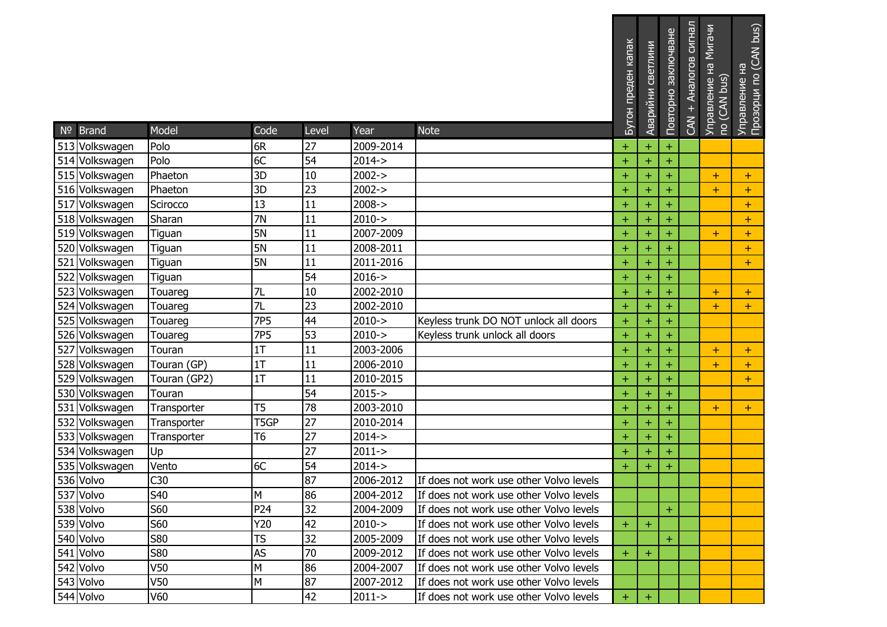| № | Brand | Model | Code | Level | Year | Note | Бутон преден капак | Аварийни светлини | Повторно заключване | CAN + Аналогов сигнал | Управление на Мигачи по (CAN bus) | Управление на Прозорци по (CAN bus) |
|---|---|---|---|---|---|---|---|---|---|---|---|---|
| 513 | Volkswagen | Polo | 6R | 27 | 2009-2014 | | + | + | + | | | |
| 514 | Volkswagen | Polo | 6C | 54 | 2014-> | | + | + | + | | | |
| 515 | Volkswagen | Phaeton | 3D | 10 | 2002-> | | + | + | + | | + | + |
| 516 | Volkswagen | Phaeton | 3D | 23 | 2002-> | | + | + | + | | + | + |
| 517 | Volkswagen | Scirocco | 13 | 11 | 2008-> | | + | + | + | | | + |
| 518 | Volkswagen | Sharan | 7N | 11 | 2010-> | | + | + | + | | | + |
| 519 | Volkswagen | Tiguan | 5N | 11 | 2007-2009 | | + | + | + | | + | + |
| 520 | Volkswagen | Tiguan | 5N | 11 | 2008-2011 | | + | + | + | | | + |
| 521 | Volkswagen | Tiguan | 5N | 11 | 2011-2016 | | + | + | + | | | + |
| 522 | Volkswagen | Tiguan | | 54 | 2016-> | | + | + | + | | | |
| 523 | Volkswagen | Touareg | 7L | 10 | 2002-2010 | | + | + | + | | + | + |
| 524 | Volkswagen | Touareg | 7L | 23 | 2002-2010 | | + | + | + | | + | + |
| 525 | Volkswagen | Touareg | 7P5 | 44 | 2010-> | Keyless trunk DO NOT unlock all doors | + | + | + | | | |
| 526 | Volkswagen | Touareg | 7P5 | 53 | 2010-> | Keyless trunk unlock all doors | + | + | + | | | |
| 527 | Volkswagen | Touran | 1T | 11 | 2003-2006 | | + | + | + | | + | + |
| 528 | Volkswagen | Touran (GP) | 1T | 11 | 2006-2010 | | + | + | + | | + | + |
| 529 | Volkswagen | Touran (GP2) | 1T | 11 | 2010-2015 | | + | + | + | | | + |
| 530 | Volkswagen | Touran | | 54 | 2015-> | | + | + | + | | | |
| 531 | Volkswagen | Transporter | T5 | 78 | 2003-2010 | | + | + | + | | + | + |
| 532 | Volkswagen | Transporter | T5GP | 27 | 2010-2014 | | + | + | + | | | |
| 533 | Volkswagen | Transporter | T6 | 27 | 2014-> | | + | + | + | | | |
| 534 | Volkswagen | Up | | 27 | 2011-> | | + | + | + | | | |
| 535 | Volkswagen | Vento | 6C | 54 | 2014-> | | + | + | + | | | |
| 536 | Volvo | C30 | | 87 | 2006-2012 | If does not work use other Volvo levels | | | | | | |
| 537 | Volvo | S40 | M | 86 | 2004-2012 | If does not work use other Volvo levels | | | | | | |
| 538 | Volvo | S60 | P24 | 32 | 2004-2009 | If does not work use other Volvo levels | | | + | | | |
| 539 | Volvo | S60 | Y20 | 42 | 2010-> | If does not work use other Volvo levels | + | + | | | | |
| 540 | Volvo | S80 | TS | 32 | 2005-2009 | If does not work use other Volvo levels | | | + | | | |
| 541 | Volvo | S80 | AS | 70 | 2009-2012 | If does not work use other Volvo levels | + | + | | | | |
| 542 | Volvo | V50 | M | 86 | 2004-2007 | If does not work use other Volvo levels | | | | | | |
| 543 | Volvo | V50 | M | 87 | 2007-2012 | If does not work use other Volvo levels | | | | | | |
| 544 | Volvo | V60 | | 42 | 2011-> | If does not work use other Volvo levels | + | + | | | | |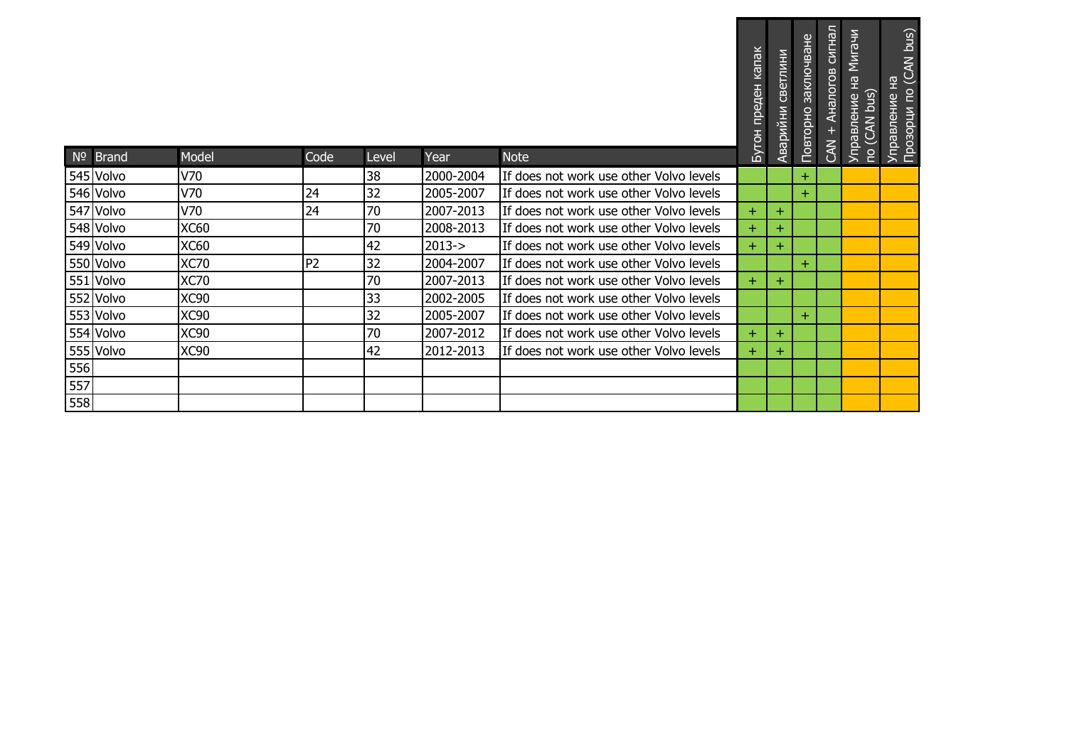| № | Brand | Model | Code | Level | Year | Note | Бутон преден капак | Аварийни светлини | Повторно заключване | CAN + Аналогов сигнал | Управление на Мигачи по (CAN bus) | Управление на Прозорци по (CAN bus) |
|---|---|---|---|---|---|---|---|---|---|---|---|---|
| 545 | Volvo | V70 | | 38 | 2000-2004 | If does not work use other Volvo levels | | | + | | | |
| 546 | Volvo | V70 | 24 | 32 | 2005-2007 | If does not work use other Volvo levels | | | + | | | |
| 547 | Volvo | V70 | 24 | 70 | 2007-2013 | If does not work use other Volvo levels | + | + | | | | |
| 548 | Volvo | XC60 | | 70 | 2008-2013 | If does not work use other Volvo levels | + | + | | | | |
| 549 | Volvo | XC60 | | 42 | 2013-> | If does not work use other Volvo levels | + | + | | | | |
| 550 | Volvo | XC70 | P2 | 32 | 2004-2007 | If does not work use other Volvo levels | | | + | | | |
| 551 | Volvo | XC70 | | 70 | 2007-2013 | If does not work use other Volvo levels | + | + | | | | |
| 552 | Volvo | XC90 | | 33 | 2002-2005 | If does not work use other Volvo levels | | | | | | |
| 553 | Volvo | XC90 | | 32 | 2005-2007 | If does not work use other Volvo levels | | | + | | | |
| 554 | Volvo | XC90 | | 70 | 2007-2012 | If does not work use other Volvo levels | + | + | | | | |
| 555 | Volvo | XC90 | | 42 | 2012-2013 | If does not work use other Volvo levels | + | + | | | | |
| 556 | | | | | | | | | | | | |
| 557 | | | | | | | | | | | | |
| 558 | | | | | | | | | | | | |